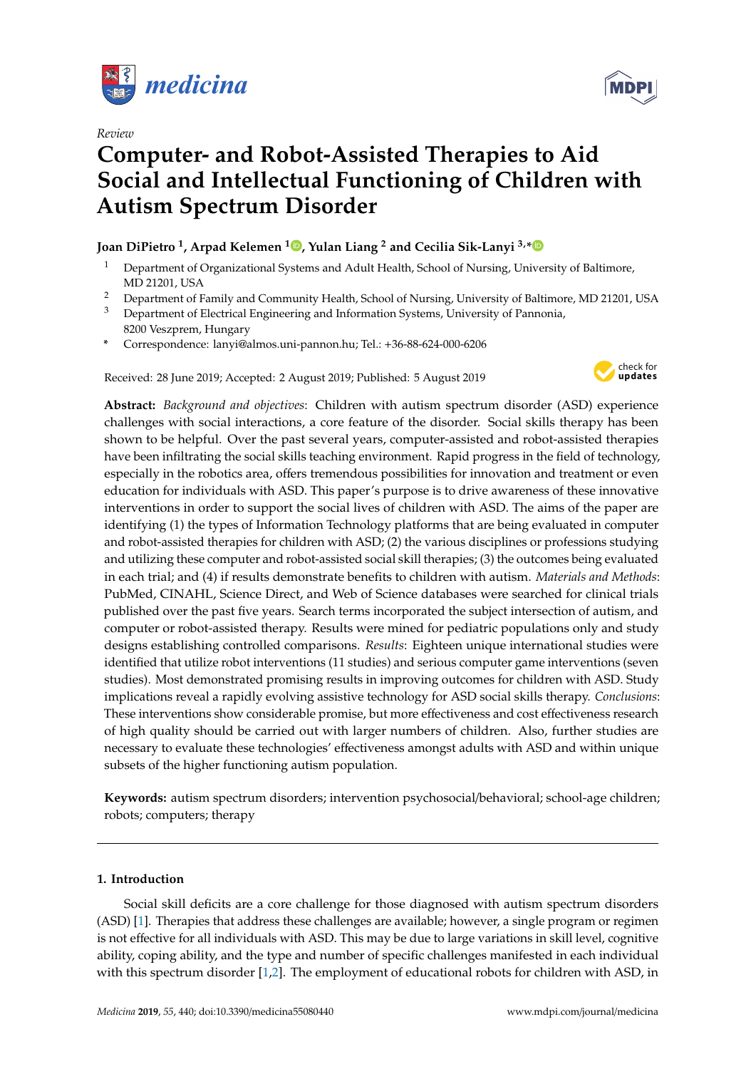*Review*

# Computer- and Robot-Assisted Therapies to Aid Social and Intellectual Functioning of Children with Autism Spectrum Disorder

**Joan DiPietro [1], Arpad Kelemen [1], Yulan Liang [2] and Cecilia Sik-Lanyi [3,*]**

[1] Department of Organizational Systems and Adult Health, School of Nursing, University of Baltimore, MD 21201, USA
[2] Department of Family and Community Health, School of Nursing, University of Baltimore, MD 21201, USA
[3] Department of Electrical Engineering and Information Systems, University of Pannonia, 8200 Veszprem, Hungary
* Correspondence: lanyi@almos.uni-pannon.hu; Tel.: +36-88-624-000-6206

Received: 28 June 2019; Accepted: 2 August 2019; Published: 5 August 2019

**Abstract:** *Background and objectives*: Children with autism spectrum disorder (ASD) experience challenges with social interactions, a core feature of the disorder. Social skills therapy has been shown to be helpful. Over the past several years, computer-assisted and robot-assisted therapies have been infiltrating the social skills teaching environment. Rapid progress in the field of technology, especially in the robotics area, offers tremendous possibilities for innovation and treatment or even education for individuals with ASD. This paper's purpose is to drive awareness of these innovative interventions in order to support the social lives of children with ASD. The aims of the paper are identifying (1) the types of Information Technology platforms that are being evaluated in computer and robot-assisted therapies for children with ASD; (2) the various disciplines or professions studying and utilizing these computer and robot-assisted social skill therapies; (3) the outcomes being evaluated in each trial; and (4) if results demonstrate benefits to children with autism. *Materials and Methods*: PubMed, CINAHL, Science Direct, and Web of Science databases were searched for clinical trials published over the past five years. Search terms incorporated the subject intersection of autism, and computer or robot-assisted therapy. Results were mined for pediatric populations only and study designs establishing controlled comparisons. *Results*: Eighteen unique international studies were identified that utilize robot interventions (11 studies) and serious computer game interventions (seven studies). Most demonstrated promising results in improving outcomes for children with ASD. Study implications reveal a rapidly evolving assistive technology for ASD social skills therapy. *Conclusions*: These interventions show considerable promise, but more effectiveness and cost effectiveness research of high quality should be carried out with larger numbers of children. Also, further studies are necessary to evaluate these technologies' effectiveness amongst adults with ASD and within unique subsets of the higher functioning autism population.

**Keywords:** autism spectrum disorders; intervention psychosocial/behavioral; school-age children; robots; computers; therapy

## 1. Introduction

Social skill deficits are a core challenge for those diagnosed with autism spectrum disorders (ASD) [1]. Therapies that address these challenges are available; however, a single program or regimen is not effective for all individuals with ASD. This may be due to large variations in skill level, cognitive ability, coping ability, and the type and number of specific challenges manifested in each individual with this spectrum disorder [1,2]. The employment of educational robots for children with ASD, in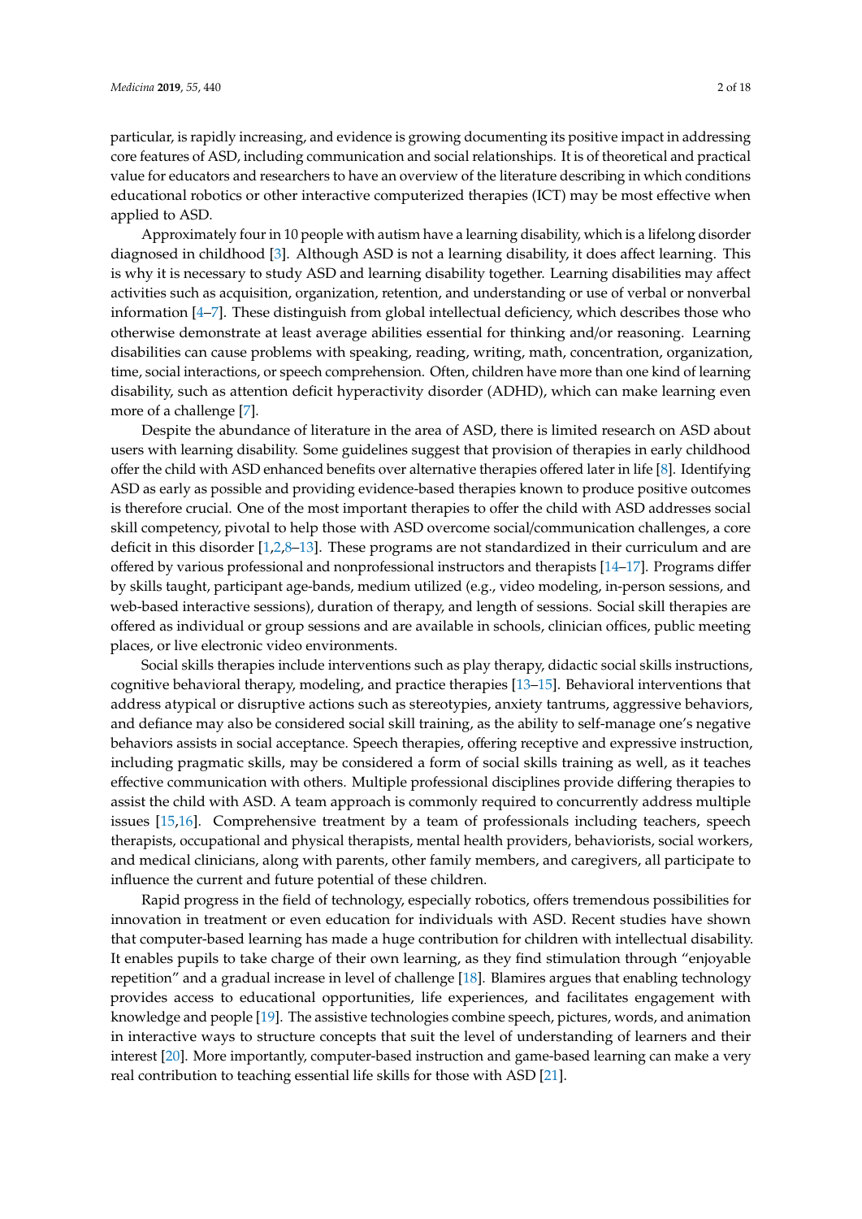particular, is rapidly increasing, and evidence is growing documenting its positive impact in addressing core features of ASD, including communication and social relationships. It is of theoretical and practical value for educators and researchers to have an overview of the literature describing in which conditions educational robotics or other interactive computerized therapies (ICT) may be most effective when applied to ASD.

Approximately four in 10 people with autism have a learning disability, which is a lifelong disorder diagnosed in childhood [3]. Although ASD is not a learning disability, it does affect learning. This is why it is necessary to study ASD and learning disability together. Learning disabilities may affect activities such as acquisition, organization, retention, and understanding or use of verbal or nonverbal information [4–7]. These distinguish from global intellectual deficiency, which describes those who otherwise demonstrate at least average abilities essential for thinking and/or reasoning. Learning disabilities can cause problems with speaking, reading, writing, math, concentration, organization, time, social interactions, or speech comprehension. Often, children have more than one kind of learning disability, such as attention deficit hyperactivity disorder (ADHD), which can make learning even more of a challenge [7].

Despite the abundance of literature in the area of ASD, there is limited research on ASD about users with learning disability. Some guidelines suggest that provision of therapies in early childhood offer the child with ASD enhanced benefits over alternative therapies offered later in life [8]. Identifying ASD as early as possible and providing evidence-based therapies known to produce positive outcomes is therefore crucial. One of the most important therapies to offer the child with ASD addresses social skill competency, pivotal to help those with ASD overcome social/communication challenges, a core deficit in this disorder [1,2,8–13]. These programs are not standardized in their curriculum and are offered by various professional and nonprofessional instructors and therapists [14–17]. Programs differ by skills taught, participant age-bands, medium utilized (e.g., video modeling, in-person sessions, and web-based interactive sessions), duration of therapy, and length of sessions. Social skill therapies are offered as individual or group sessions and are available in schools, clinician offices, public meeting places, or live electronic video environments.

Social skills therapies include interventions such as play therapy, didactic social skills instructions, cognitive behavioral therapy, modeling, and practice therapies [13–15]. Behavioral interventions that address atypical or disruptive actions such as stereotypies, anxiety tantrums, aggressive behaviors, and defiance may also be considered social skill training, as the ability to self-manage one's negative behaviors assists in social acceptance. Speech therapies, offering receptive and expressive instruction, including pragmatic skills, may be considered a form of social skills training as well, as it teaches effective communication with others. Multiple professional disciplines provide differing therapies to assist the child with ASD. A team approach is commonly required to concurrently address multiple issues [15,16]. Comprehensive treatment by a team of professionals including teachers, speech therapists, occupational and physical therapists, mental health providers, behaviorists, social workers, and medical clinicians, along with parents, other family members, and caregivers, all participate to influence the current and future potential of these children.

Rapid progress in the field of technology, especially robotics, offers tremendous possibilities for innovation in treatment or even education for individuals with ASD. Recent studies have shown that computer-based learning has made a huge contribution for children with intellectual disability. It enables pupils to take charge of their own learning, as they find stimulation through "enjoyable repetition" and a gradual increase in level of challenge [18]. Blamires argues that enabling technology provides access to educational opportunities, life experiences, and facilitates engagement with knowledge and people [19]. The assistive technologies combine speech, pictures, words, and animation in interactive ways to structure concepts that suit the level of understanding of learners and their interest [20]. More importantly, computer-based instruction and game-based learning can make a very real contribution to teaching essential life skills for those with ASD [21].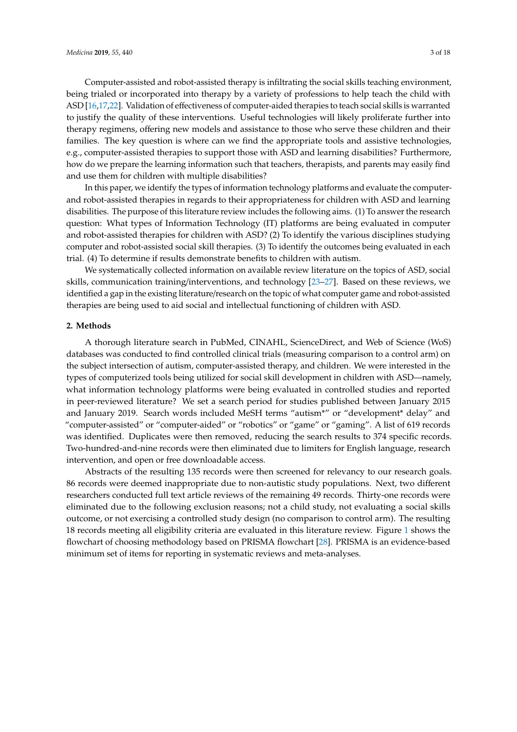Computer-assisted and robot-assisted therapy is infiltrating the social skills teaching environment, being trialed or incorporated into therapy by a variety of professions to help teach the child with ASD [16,17,22]. Validation of effectiveness of computer-aided therapies to teach social skills is warranted to justify the quality of these interventions. Useful technologies will likely proliferate further into therapy regimens, offering new models and assistance to those who serve these children and their families. The key question is where can we find the appropriate tools and assistive technologies, e.g., computer-assisted therapies to support those with ASD and learning disabilities? Furthermore, how do we prepare the learning information such that teachers, therapists, and parents may easily find and use them for children with multiple disabilities?

In this paper, we identify the types of information technology platforms and evaluate the computer- and robot-assisted therapies in regards to their appropriateness for children with ASD and learning disabilities. The purpose of this literature review includes the following aims. (1) To answer the research question: What types of Information Technology (IT) platforms are being evaluated in computer and robot-assisted therapies for children with ASD? (2) To identify the various disciplines studying computer and robot-assisted social skill therapies. (3) To identify the outcomes being evaluated in each trial. (4) To determine if results demonstrate benefits to children with autism.

We systematically collected information on available review literature on the topics of ASD, social skills, communication training/interventions, and technology [23–27]. Based on these reviews, we identified a gap in the existing literature/research on the topic of what computer game and robot-assisted therapies are being used to aid social and intellectual functioning of children with ASD.

## 2. Methods

A thorough literature search in PubMed, CINAHL, ScienceDirect, and Web of Science (WoS) databases was conducted to find controlled clinical trials (measuring comparison to a control arm) on the subject intersection of autism, computer-assisted therapy, and children. We were interested in the types of computerized tools being utilized for social skill development in children with ASD—namely, what information technology platforms were being evaluated in controlled studies and reported in peer-reviewed literature? We set a search period for studies published between January 2015 and January 2019. Search words included MeSH terms "autism*" or "development* delay" and "computer-assisted" or "computer-aided" or "robotics" or "game" or "gaming". A list of 619 records was identified. Duplicates were then removed, reducing the search results to 374 specific records. Two-hundred-and-nine records were then eliminated due to limiters for English language, research intervention, and open or free downloadable access.

Abstracts of the resulting 135 records were then screened for relevancy to our research goals. 86 records were deemed inappropriate due to non-autistic study populations. Next, two different researchers conducted full text article reviews of the remaining 49 records. Thirty-one records were eliminated due to the following exclusion reasons; not a child study, not evaluating a social skills outcome, or not exercising a controlled study design (no comparison to control arm). The resulting 18 records meeting all eligibility criteria are evaluated in this literature review. Figure 1 shows the flowchart of choosing methodology based on PRISMA flowchart [28]. PRISMA is an evidence-based minimum set of items for reporting in systematic reviews and meta-analyses.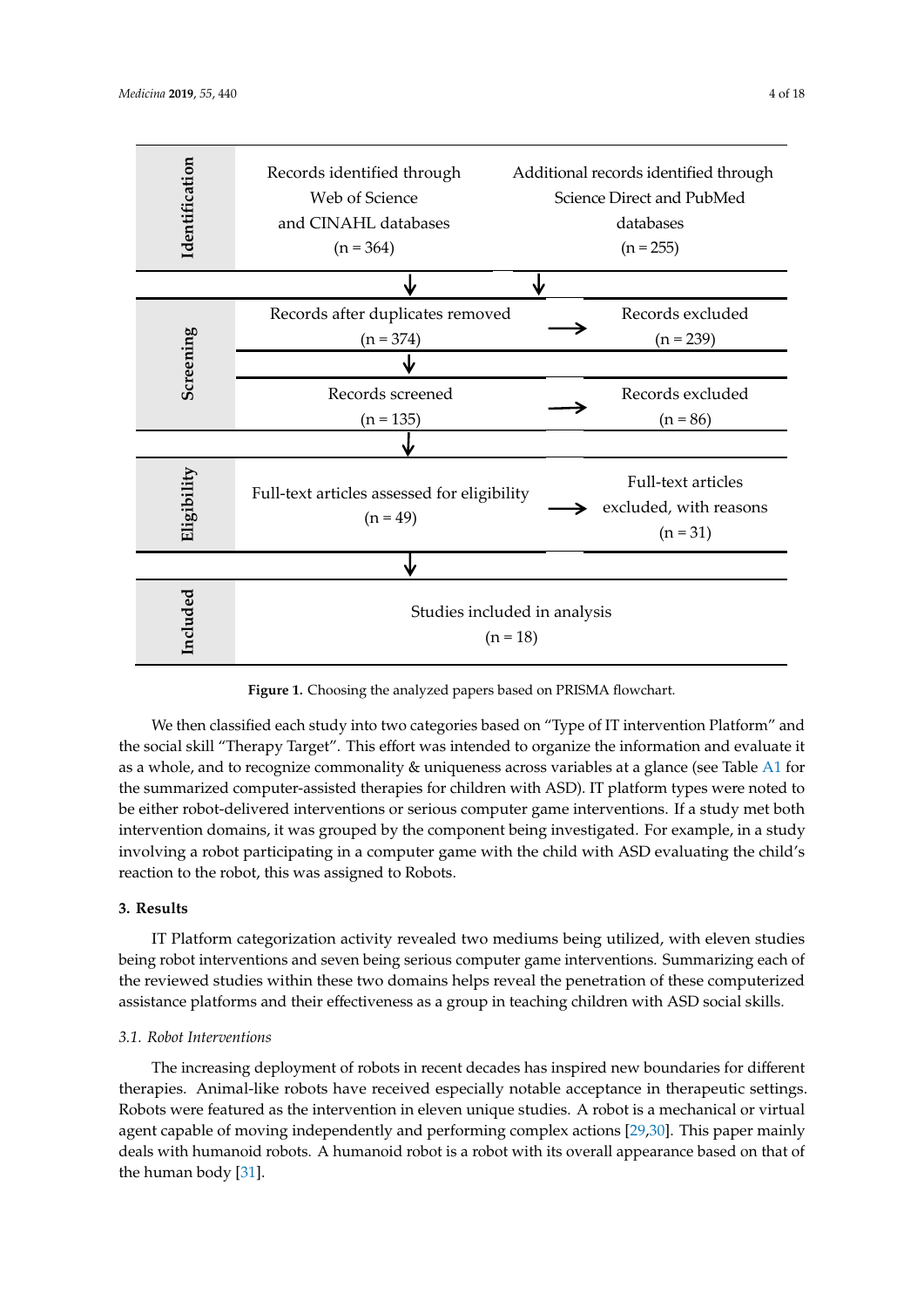| Identification | Records identified through Web of Science and CINAHL databases (n = 364) | Additional records identified through Science Direct and PubMed databases (n = 255) |
| --- | --- | --- |
| Screening | Records after duplicates removed (n = 374) | Records excluded (n = 239) |
| | Records screened (n = 135) | Records excluded (n = 86) |
| Eligibility | Full-text articles assessed for eligibility (n = 49) | Full-text articles excluded, with reasons (n = 31) |
| Included | Studies included in analysis (n = 18) | |

**Figure 1.** Choosing the analyzed papers based on PRISMA flowchart.

We then classified each study into two categories based on "Type of IT intervention Platform" and the social skill "Therapy Target". This effort was intended to organize the information and evaluate it as a whole, and to recognize commonality & uniqueness across variables at a glance (see Table A1 for the summarized computer-assisted therapies for children with ASD). IT platform types were noted to be either robot-delivered interventions or serious computer game interventions. If a study met both intervention domains, it was grouped by the component being investigated. For example, in a study involving a robot participating in a computer game with the child with ASD evaluating the child's reaction to the robot, this was assigned to Robots.

## 3. Results

IT Platform categorization activity revealed two mediums being utilized, with eleven studies being robot interventions and seven being serious computer game interventions. Summarizing each of the reviewed studies within these two domains helps reveal the penetration of these computerized assistance platforms and their effectiveness as a group in teaching children with ASD social skills.

### *3.1. Robot Interventions*

The increasing deployment of robots in recent decades has inspired new boundaries for different therapies. Animal-like robots have received especially notable acceptance in therapeutic settings. Robots were featured as the intervention in eleven unique studies. A robot is a mechanical or virtual agent capable of moving independently and performing complex actions [29,30]. This paper mainly deals with humanoid robots. A humanoid robot is a robot with its overall appearance based on that of the human body [31].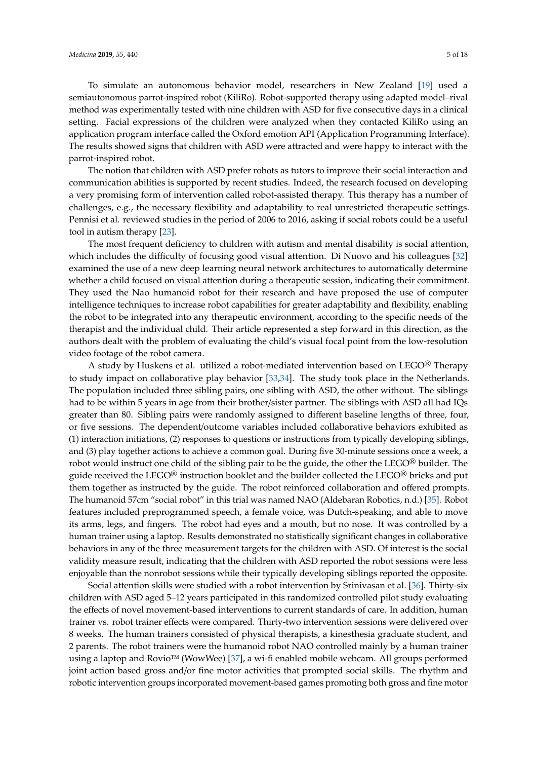To simulate an autonomous behavior model, researchers in New Zealand [19] used a semiautonomous parrot-inspired robot (KiliRo). Robot-supported therapy using adapted model–rival method was experimentally tested with nine children with ASD for five consecutive days in a clinical setting. Facial expressions of the children were analyzed when they contacted KiliRo using an application program interface called the Oxford emotion API (Application Programming Interface). The results showed signs that children with ASD were attracted and were happy to interact with the parrot-inspired robot.

The notion that children with ASD prefer robots as tutors to improve their social interaction and communication abilities is supported by recent studies. Indeed, the research focused on developing a very promising form of intervention called robot-assisted therapy. This therapy has a number of challenges, e.g., the necessary flexibility and adaptability to real unrestricted therapeutic settings. Pennisi et al. reviewed studies in the period of 2006 to 2016, asking if social robots could be a useful tool in autism therapy [23].

The most frequent deficiency to children with autism and mental disability is social attention, which includes the difficulty of focusing good visual attention. Di Nuovo and his colleagues [32] examined the use of a new deep learning neural network architectures to automatically determine whether a child focused on visual attention during a therapeutic session, indicating their commitment. They used the Nao humanoid robot for their research and have proposed the use of computer intelligence techniques to increase robot capabilities for greater adaptability and flexibility, enabling the robot to be integrated into any therapeutic environment, according to the specific needs of the therapist and the individual child. Their article represented a step forward in this direction, as the authors dealt with the problem of evaluating the child's visual focal point from the low-resolution video footage of the robot camera.

A study by Huskens et al. utilized a robot-mediated intervention based on LEGO® Therapy to study impact on collaborative play behavior [33,34]. The study took place in the Netherlands. The population included three sibling pairs, one sibling with ASD, the other without. The siblings had to be within 5 years in age from their brother/sister partner. The siblings with ASD all had IQs greater than 80. Sibling pairs were randomly assigned to different baseline lengths of three, four, or five sessions. The dependent/outcome variables included collaborative behaviors exhibited as (1) interaction initiations, (2) responses to questions or instructions from typically developing siblings, and (3) play together actions to achieve a common goal. During five 30-minute sessions once a week, a robot would instruct one child of the sibling pair to be the guide, the other the LEGO® builder. The guide received the LEGO® instruction booklet and the builder collected the LEGO® bricks and put them together as instructed by the guide. The robot reinforced collaboration and offered prompts. The humanoid 57cm "social robot" in this trial was named NAO (Aldebaran Robotics, n.d.) [35]. Robot features included preprogrammed speech, a female voice, was Dutch-speaking, and able to move its arms, legs, and fingers. The robot had eyes and a mouth, but no nose. It was controlled by a human trainer using a laptop. Results demonstrated no statistically significant changes in collaborative behaviors in any of the three measurement targets for the children with ASD. Of interest is the social validity measure result, indicating that the children with ASD reported the robot sessions were less enjoyable than the nonrobot sessions while their typically developing siblings reported the opposite.

Social attention skills were studied with a robot intervention by Srinivasan et al. [36]. Thirty-six children with ASD aged 5–12 years participated in this randomized controlled pilot study evaluating the effects of novel movement-based interventions to current standards of care. In addition, human trainer vs. robot trainer effects were compared. Thirty-two intervention sessions were delivered over 8 weeks. The human trainers consisted of physical therapists, a kinesthesia graduate student, and 2 parents. The robot trainers were the humanoid robot NAO controlled mainly by a human trainer using a laptop and Rovio™ (WowWee) [37], a wi-fi enabled mobile webcam. All groups performed joint action based gross and/or fine motor activities that prompted social skills. The rhythm and robotic intervention groups incorporated movement-based games promoting both gross and fine motor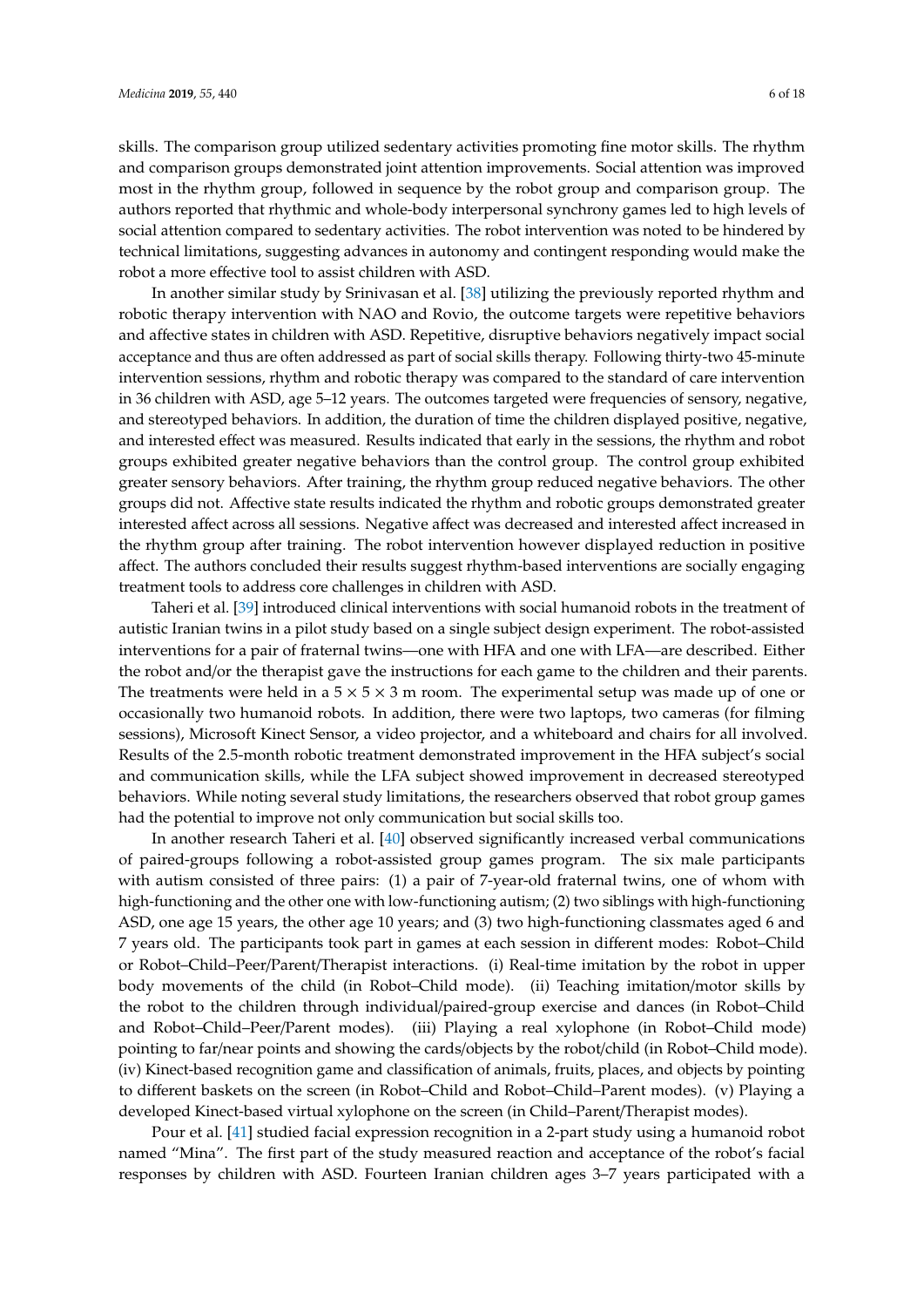skills. The comparison group utilized sedentary activities promoting fine motor skills. The rhythm and comparison groups demonstrated joint attention improvements. Social attention was improved most in the rhythm group, followed in sequence by the robot group and comparison group. The authors reported that rhythmic and whole-body interpersonal synchrony games led to high levels of social attention compared to sedentary activities. The robot intervention was noted to be hindered by technical limitations, suggesting advances in autonomy and contingent responding would make the robot a more effective tool to assist children with ASD.

In another similar study by Srinivasan et al. [38] utilizing the previously reported rhythm and robotic therapy intervention with NAO and Rovio, the outcome targets were repetitive behaviors and affective states in children with ASD. Repetitive, disruptive behaviors negatively impact social acceptance and thus are often addressed as part of social skills therapy. Following thirty-two 45-minute intervention sessions, rhythm and robotic therapy was compared to the standard of care intervention in 36 children with ASD, age 5–12 years. The outcomes targeted were frequencies of sensory, negative, and stereotyped behaviors. In addition, the duration of time the children displayed positive, negative, and interested effect was measured. Results indicated that early in the sessions, the rhythm and robot groups exhibited greater negative behaviors than the control group. The control group exhibited greater sensory behaviors. After training, the rhythm group reduced negative behaviors. The other groups did not. Affective state results indicated the rhythm and robotic groups demonstrated greater interested affect across all sessions. Negative affect was decreased and interested affect increased in the rhythm group after training. The robot intervention however displayed reduction in positive affect. The authors concluded their results suggest rhythm-based interventions are socially engaging treatment tools to address core challenges in children with ASD.

Taheri et al. [39] introduced clinical interventions with social humanoid robots in the treatment of autistic Iranian twins in a pilot study based on a single subject design experiment. The robot-assisted interventions for a pair of fraternal twins—one with HFA and one with LFA—are described. Either the robot and/or the therapist gave the instructions for each game to the children and their parents. The treatments were held in a $5 \times 5 \times 3$ m room. The experimental setup was made up of one or occasionally two humanoid robots. In addition, there were two laptops, two cameras (for filming sessions), Microsoft Kinect Sensor, a video projector, and a whiteboard and chairs for all involved. Results of the 2.5-month robotic treatment demonstrated improvement in the HFA subject's social and communication skills, while the LFA subject showed improvement in decreased stereotyped behaviors. While noting several study limitations, the researchers observed that robot group games had the potential to improve not only communication but social skills too.

In another research Taheri et al. [40] observed significantly increased verbal communications of paired-groups following a robot-assisted group games program. The six male participants with autism consisted of three pairs: (1) a pair of 7-year-old fraternal twins, one of whom with high-functioning and the other one with low-functioning autism; (2) two siblings with high-functioning ASD, one age 15 years, the other age 10 years; and (3) two high-functioning classmates aged 6 and 7 years old. The participants took part in games at each session in different modes: Robot–Child or Robot–Child–Peer/Parent/Therapist interactions. (i) Real-time imitation by the robot in upper body movements of the child (in Robot–Child mode). (ii) Teaching imitation/motor skills by the robot to the children through individual/paired-group exercise and dances (in Robot–Child and Robot–Child–Peer/Parent modes). (iii) Playing a real xylophone (in Robot–Child mode) pointing to far/near points and showing the cards/objects by the robot/child (in Robot–Child mode). (iv) Kinect-based recognition game and classification of animals, fruits, places, and objects by pointing to different baskets on the screen (in Robot–Child and Robot–Child–Parent modes). (v) Playing a developed Kinect-based virtual xylophone on the screen (in Child–Parent/Therapist modes).

Pour et al. [41] studied facial expression recognition in a 2-part study using a humanoid robot named "Mina". The first part of the study measured reaction and acceptance of the robot's facial responses by children with ASD. Fourteen Iranian children ages 3–7 years participated with a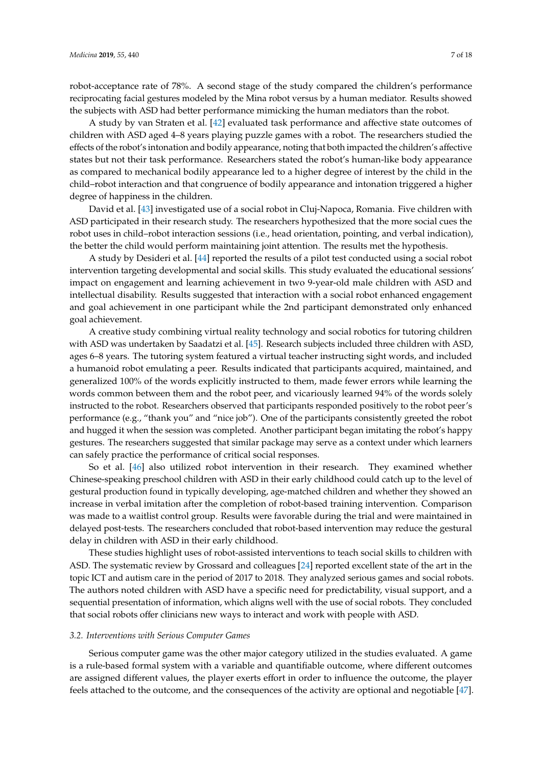robot-acceptance rate of 78%. A second stage of the study compared the children's performance reciprocating facial gestures modeled by the Mina robot versus by a human mediator. Results showed the subjects with ASD had better performance mimicking the human mediators than the robot.

A study by van Straten et al. [42] evaluated task performance and affective state outcomes of children with ASD aged 4–8 years playing puzzle games with a robot. The researchers studied the effects of the robot's intonation and bodily appearance, noting that both impacted the children's affective states but not their task performance. Researchers stated the robot's human-like body appearance as compared to mechanical bodily appearance led to a higher degree of interest by the child in the child–robot interaction and that congruence of bodily appearance and intonation triggered a higher degree of happiness in the children.

David et al. [43] investigated use of a social robot in Cluj-Napoca, Romania. Five children with ASD participated in their research study. The researchers hypothesized that the more social cues the robot uses in child–robot interaction sessions (i.e., head orientation, pointing, and verbal indication), the better the child would perform maintaining joint attention. The results met the hypothesis.

A study by Desideri et al. [44] reported the results of a pilot test conducted using a social robot intervention targeting developmental and social skills. This study evaluated the educational sessions' impact on engagement and learning achievement in two 9-year-old male children with ASD and intellectual disability. Results suggested that interaction with a social robot enhanced engagement and goal achievement in one participant while the 2nd participant demonstrated only enhanced goal achievement.

A creative study combining virtual reality technology and social robotics for tutoring children with ASD was undertaken by Saadatzi et al. [45]. Research subjects included three children with ASD, ages 6–8 years. The tutoring system featured a virtual teacher instructing sight words, and included a humanoid robot emulating a peer. Results indicated that participants acquired, maintained, and generalized 100% of the words explicitly instructed to them, made fewer errors while learning the words common between them and the robot peer, and vicariously learned 94% of the words solely instructed to the robot. Researchers observed that participants responded positively to the robot peer's performance (e.g., "thank you" and "nice job"). One of the participants consistently greeted the robot and hugged it when the session was completed. Another participant began imitating the robot's happy gestures. The researchers suggested that similar package may serve as a context under which learners can safely practice the performance of critical social responses.

So et al. [46] also utilized robot intervention in their research. They examined whether Chinese-speaking preschool children with ASD in their early childhood could catch up to the level of gestural production found in typically developing, age-matched children and whether they showed an increase in verbal imitation after the completion of robot-based training intervention. Comparison was made to a waitlist control group. Results were favorable during the trial and were maintained in delayed post-tests. The researchers concluded that robot-based intervention may reduce the gestural delay in children with ASD in their early childhood.

These studies highlight uses of robot-assisted interventions to teach social skills to children with ASD. The systematic review by Grossard and colleagues [24] reported excellent state of the art in the topic ICT and autism care in the period of 2017 to 2018. They analyzed serious games and social robots. The authors noted children with ASD have a specific need for predictability, visual support, and a sequential presentation of information, which aligns well with the use of social robots. They concluded that social robots offer clinicians new ways to interact and work with people with ASD.

### *3.2. Interventions with Serious Computer Games*

Serious computer game was the other major category utilized in the studies evaluated. A game is a rule-based formal system with a variable and quantifiable outcome, where different outcomes are assigned different values, the player exerts effort in order to influence the outcome, the player feels attached to the outcome, and the consequences of the activity are optional and negotiable [47].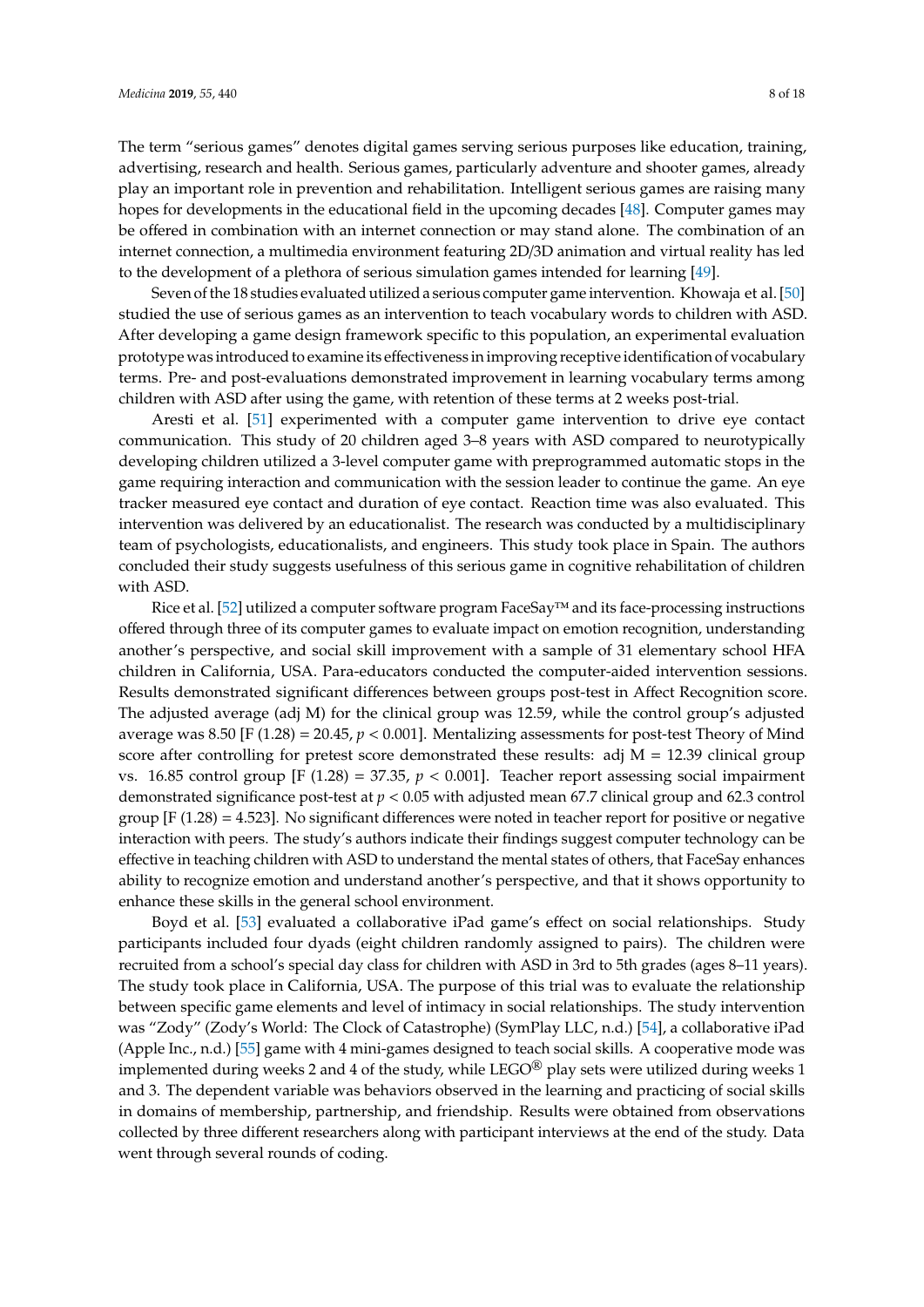The term "serious games" denotes digital games serving serious purposes like education, training, advertising, research and health. Serious games, particularly adventure and shooter games, already play an important role in prevention and rehabilitation. Intelligent serious games are raising many hopes for developments in the educational field in the upcoming decades [48]. Computer games may be offered in combination with an internet connection or may stand alone. The combination of an internet connection, a multimedia environment featuring 2D/3D animation and virtual reality has led to the development of a plethora of serious simulation games intended for learning [49].

Seven of the 18 studies evaluated utilized a serious computer game intervention. Khowaja et al. [50] studied the use of serious games as an intervention to teach vocabulary words to children with ASD. After developing a game design framework specific to this population, an experimental evaluation prototype was introduced to examine its effectiveness in improving receptive identification of vocabulary terms. Pre- and post-evaluations demonstrated improvement in learning vocabulary terms among children with ASD after using the game, with retention of these terms at 2 weeks post-trial.

Aresti et al. [51] experimented with a computer game intervention to drive eye contact communication. This study of 20 children aged 3–8 years with ASD compared to neurotypically developing children utilized a 3-level computer game with preprogrammed automatic stops in the game requiring interaction and communication with the session leader to continue the game. An eye tracker measured eye contact and duration of eye contact. Reaction time was also evaluated. This intervention was delivered by an educationalist. The research was conducted by a multidisciplinary team of psychologists, educationalists, and engineers. This study took place in Spain. The authors concluded their study suggests usefulness of this serious game in cognitive rehabilitation of children with ASD.

Rice et al. [52] utilized a computer software program FaceSay™ and its face-processing instructions offered through three of its computer games to evaluate impact on emotion recognition, understanding another's perspective, and social skill improvement with a sample of 31 elementary school HFA children in California, USA. Para-educators conducted the computer-aided intervention sessions. Results demonstrated significant differences between groups post-test in Affect Recognition score. The adjusted average (adj M) for the clinical group was 12.59, while the control group's adjusted average was 8.50 [$F$ (1.28) = 20.45, $p < 0.001$]. Mentalizing assessments for post-test Theory of Mind score after controlling for pretest score demonstrated these results: adj M = 12.39 clinical group vs. 16.85 control group [$F$ (1.28) = 37.35, $p < 0.001$]. Teacher report assessing social impairment demonstrated significance post-test at $p < 0.05$ with adjusted mean 67.7 clinical group and 62.3 control group [$F$ (1.28) = 4.523]. No significant differences were noted in teacher report for positive or negative interaction with peers. The study's authors indicate their findings suggest computer technology can be effective in teaching children with ASD to understand the mental states of others, that FaceSay enhances ability to recognize emotion and understand another's perspective, and that it shows opportunity to enhance these skills in the general school environment.

Boyd et al. [53] evaluated a collaborative iPad game's effect on social relationships. Study participants included four dyads (eight children randomly assigned to pairs). The children were recruited from a school's special day class for children with ASD in 3rd to 5th grades (ages 8–11 years). The study took place in California, USA. The purpose of this trial was to evaluate the relationship between specific game elements and level of intimacy in social relationships. The study intervention was "Zody" (Zody's World: The Clock of Catastrophe) (SymPlay LLC, n.d.) [54], a collaborative iPad (Apple Inc., n.d.) [55] game with 4 mini-games designed to teach social skills. A cooperative mode was implemented during weeks 2 and 4 of the study, while LEGO® play sets were utilized during weeks 1 and 3. The dependent variable was behaviors observed in the learning and practicing of social skills in domains of membership, partnership, and friendship. Results were obtained from observations collected by three different researchers along with participant interviews at the end of the study. Data went through several rounds of coding.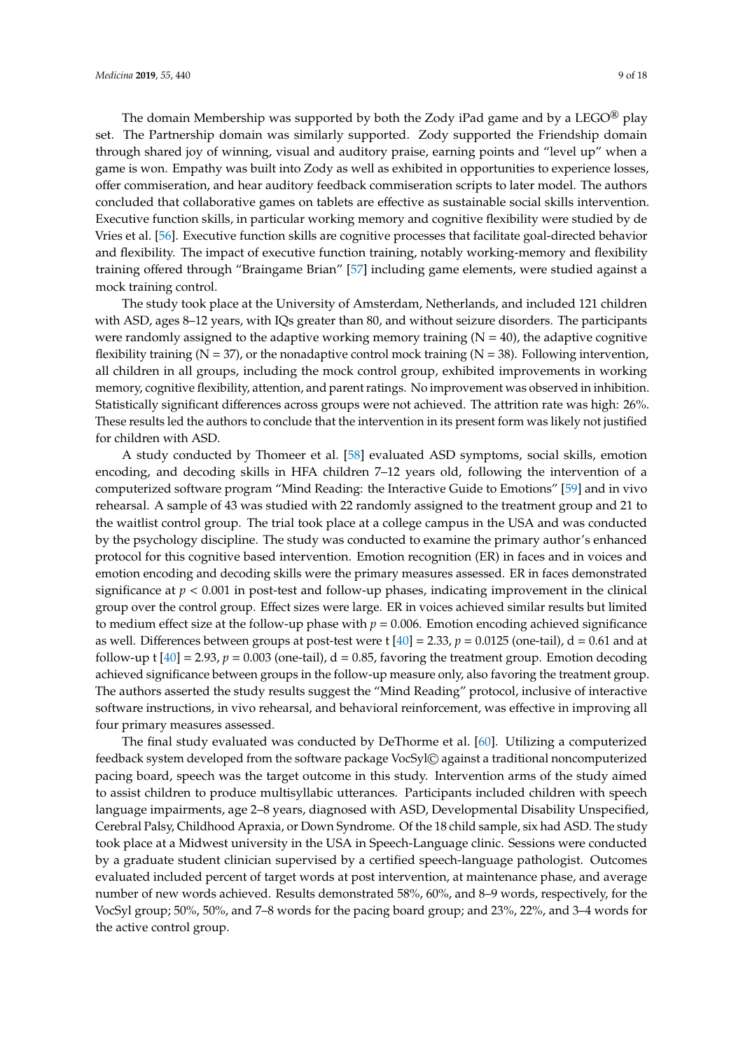The domain Membership was supported by both the Zody iPad game and by a LEGO® play set. The Partnership domain was similarly supported. Zody supported the Friendship domain through shared joy of winning, visual and auditory praise, earning points and "level up" when a game is won. Empathy was built into Zody as well as exhibited in opportunities to experience losses, offer commiseration, and hear auditory feedback commiseration scripts to later model. The authors concluded that collaborative games on tablets are effective as sustainable social skills intervention. Executive function skills, in particular working memory and cognitive flexibility were studied by de Vries et al. [56]. Executive function skills are cognitive processes that facilitate goal-directed behavior and flexibility. The impact of executive function training, notably working-memory and flexibility training offered through "Braingame Brian" [57] including game elements, were studied against a mock training control.

The study took place at the University of Amsterdam, Netherlands, and included 121 children with ASD, ages 8–12 years, with IQs greater than 80, and without seizure disorders. The participants were randomly assigned to the adaptive working memory training (N = 40), the adaptive cognitive flexibility training (N = 37), or the nonadaptive control mock training (N = 38). Following intervention, all children in all groups, including the mock control group, exhibited improvements in working memory, cognitive flexibility, attention, and parent ratings. No improvement was observed in inhibition. Statistically significant differences across groups were not achieved. The attrition rate was high: 26%. These results led the authors to conclude that the intervention in its present form was likely not justified for children with ASD.

A study conducted by Thomeer et al. [58] evaluated ASD symptoms, social skills, emotion encoding, and decoding skills in HFA children 7–12 years old, following the intervention of a computerized software program "Mind Reading: the Interactive Guide to Emotions" [59] and in vivo rehearsal. A sample of 43 was studied with 22 randomly assigned to the treatment group and 21 to the waitlist control group. The trial took place at a college campus in the USA and was conducted by the psychology discipline. The study was conducted to examine the primary author's enhanced protocol for this cognitive based intervention. Emotion recognition (ER) in faces and in voices and emotion encoding and decoding skills were the primary measures assessed. ER in faces demonstrated significance at $p < 0.001$ in post-test and follow-up phases, indicating improvement in the clinical group over the control group. Effect sizes were large. ER in voices achieved similar results but limited to medium effect size at the follow-up phase with $p = 0.006$. Emotion encoding achieved significance as well. Differences between groups at post-test were t [40] = 2.33, $p = 0.0125$ (one-tail), d = 0.61 and at follow-up t [40] = 2.93, $p = 0.003$ (one-tail), d = 0.85, favoring the treatment group. Emotion decoding achieved significance between groups in the follow-up measure only, also favoring the treatment group. The authors asserted the study results suggest the "Mind Reading" protocol, inclusive of interactive software instructions, in vivo rehearsal, and behavioral reinforcement, was effective in improving all four primary measures assessed.

The final study evaluated was conducted by DeThorme et al. [60]. Utilizing a computerized feedback system developed from the software package VocSyl© against a traditional noncomputerized pacing board, speech was the target outcome in this study. Intervention arms of the study aimed to assist children to produce multisyllabic utterances. Participants included children with speech language impairments, age 2–8 years, diagnosed with ASD, Developmental Disability Unspecified, Cerebral Palsy, Childhood Apraxia, or Down Syndrome. Of the 18 child sample, six had ASD. The study took place at a Midwest university in the USA in Speech-Language clinic. Sessions were conducted by a graduate student clinician supervised by a certified speech-language pathologist. Outcomes evaluated included percent of target words at post intervention, at maintenance phase, and average number of new words achieved. Results demonstrated 58%, 60%, and 8–9 words, respectively, for the VocSyl group; 50%, 50%, and 7–8 words for the pacing board group; and 23%, 22%, and 3–4 words for the active control group.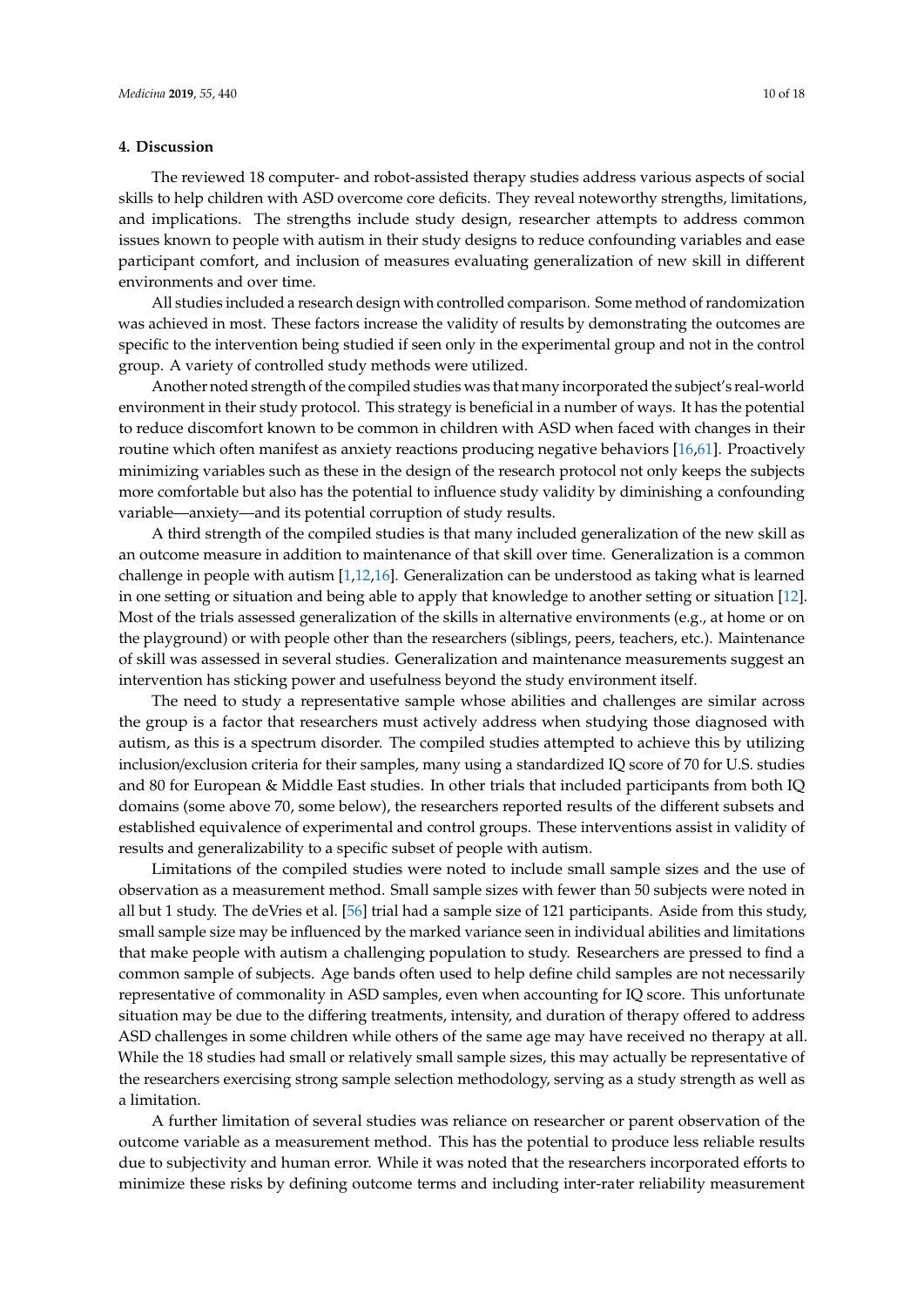## 4. Discussion

The reviewed 18 computer- and robot-assisted therapy studies address various aspects of social skills to help children with ASD overcome core deficits. They reveal noteworthy strengths, limitations, and implications. The strengths include study design, researcher attempts to address common issues known to people with autism in their study designs to reduce confounding variables and ease participant comfort, and inclusion of measures evaluating generalization of new skill in different environments and over time.

All studies included a research design with controlled comparison. Some method of randomization was achieved in most. These factors increase the validity of results by demonstrating the outcomes are specific to the intervention being studied if seen only in the experimental group and not in the control group. A variety of controlled study methods were utilized.

Another noted strength of the compiled studies was that many incorporated the subject's real-world environment in their study protocol. This strategy is beneficial in a number of ways. It has the potential to reduce discomfort known to be common in children with ASD when faced with changes in their routine which often manifest as anxiety reactions producing negative behaviors [16,61]. Proactively minimizing variables such as these in the design of the research protocol not only keeps the subjects more comfortable but also has the potential to influence study validity by diminishing a confounding variable—anxiety—and its potential corruption of study results.

A third strength of the compiled studies is that many included generalization of the new skill as an outcome measure in addition to maintenance of that skill over time. Generalization is a common challenge in people with autism [1,12,16]. Generalization can be understood as taking what is learned in one setting or situation and being able to apply that knowledge to another setting or situation [12]. Most of the trials assessed generalization of the skills in alternative environments (e.g., at home or on the playground) or with people other than the researchers (siblings, peers, teachers, etc.). Maintenance of skill was assessed in several studies. Generalization and maintenance measurements suggest an intervention has sticking power and usefulness beyond the study environment itself.

The need to study a representative sample whose abilities and challenges are similar across the group is a factor that researchers must actively address when studying those diagnosed with autism, as this is a spectrum disorder. The compiled studies attempted to achieve this by utilizing inclusion/exclusion criteria for their samples, many using a standardized IQ score of 70 for U.S. studies and 80 for European & Middle East studies. In other trials that included participants from both IQ domains (some above 70, some below), the researchers reported results of the different subsets and established equivalence of experimental and control groups. These interventions assist in validity of results and generalizability to a specific subset of people with autism.

Limitations of the compiled studies were noted to include small sample sizes and the use of observation as a measurement method. Small sample sizes with fewer than 50 subjects were noted in all but 1 study. The deVries et al. [56] trial had a sample size of 121 participants. Aside from this study, small sample size may be influenced by the marked variance seen in individual abilities and limitations that make people with autism a challenging population to study. Researchers are pressed to find a common sample of subjects. Age bands often used to help define child samples are not necessarily representative of commonality in ASD samples, even when accounting for IQ score. This unfortunate situation may be due to the differing treatments, intensity, and duration of therapy offered to address ASD challenges in some children while others of the same age may have received no therapy at all. While the 18 studies had small or relatively small sample sizes, this may actually be representative of the researchers exercising strong sample selection methodology, serving as a study strength as well as a limitation.

A further limitation of several studies was reliance on researcher or parent observation of the outcome variable as a measurement method. This has the potential to produce less reliable results due to subjectivity and human error. While it was noted that the researchers incorporated efforts to minimize these risks by defining outcome terms and including inter-rater reliability measurement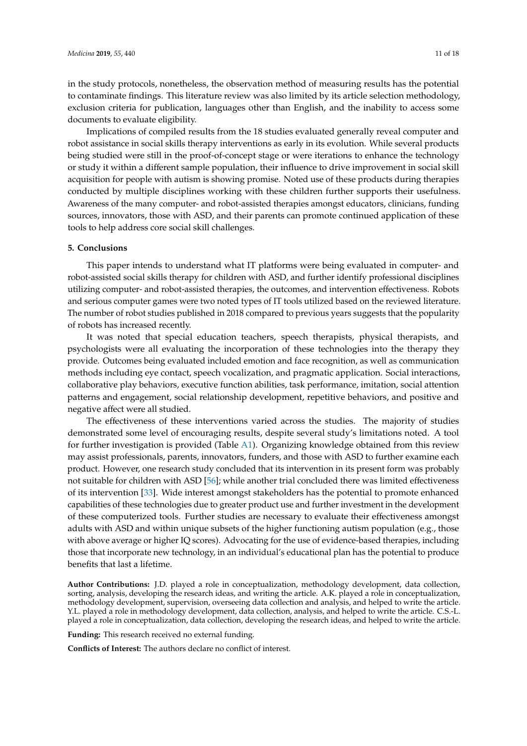in the study protocols, nonetheless, the observation method of measuring results has the potential to contaminate findings. This literature review was also limited by its article selection methodology, exclusion criteria for publication, languages other than English, and the inability to access some documents to evaluate eligibility.

Implications of compiled results from the 18 studies evaluated generally reveal computer and robot assistance in social skills therapy interventions as early in its evolution. While several products being studied were still in the proof-of-concept stage or were iterations to enhance the technology or study it within a different sample population, their influence to drive improvement in social skill acquisition for people with autism is showing promise. Noted use of these products during therapies conducted by multiple disciplines working with these children further supports their usefulness. Awareness of the many computer- and robot-assisted therapies amongst educators, clinicians, funding sources, innovators, those with ASD, and their parents can promote continued application of these tools to help address core social skill challenges.

## 5. Conclusions

This paper intends to understand what IT platforms were being evaluated in computer- and robot-assisted social skills therapy for children with ASD, and further identify professional disciplines utilizing computer- and robot-assisted therapies, the outcomes, and intervention effectiveness. Robots and serious computer games were two noted types of IT tools utilized based on the reviewed literature. The number of robot studies published in 2018 compared to previous years suggests that the popularity of robots has increased recently.

It was noted that special education teachers, speech therapists, physical therapists, and psychologists were all evaluating the incorporation of these technologies into the therapy they provide. Outcomes being evaluated included emotion and face recognition, as well as communication methods including eye contact, speech vocalization, and pragmatic application. Social interactions, collaborative play behaviors, executive function abilities, task performance, imitation, social attention patterns and engagement, social relationship development, repetitive behaviors, and positive and negative affect were all studied.

The effectiveness of these interventions varied across the studies. The majority of studies demonstrated some level of encouraging results, despite several study's limitations noted. A tool for further investigation is provided (Table A1). Organizing knowledge obtained from this review may assist professionals, parents, innovators, funders, and those with ASD to further examine each product. However, one research study concluded that its intervention in its present form was probably not suitable for children with ASD [56]; while another trial concluded there was limited effectiveness of its intervention [33]. Wide interest amongst stakeholders has the potential to promote enhanced capabilities of these technologies due to greater product use and further investment in the development of these computerized tools. Further studies are necessary to evaluate their effectiveness amongst adults with ASD and within unique subsets of the higher functioning autism population (e.g., those with above average or higher IQ scores). Advocating for the use of evidence-based therapies, including those that incorporate new technology, in an individual's educational plan has the potential to produce benefits that last a lifetime.

**Author Contributions:** J.D. played a role in conceptualization, methodology development, data collection, sorting, analysis, developing the research ideas, and writing the article. A.K. played a role in conceptualization, methodology development, supervision, overseeing data collection and analysis, and helped to write the article. Y.L. played a role in methodology development, data collection, analysis, and helped to write the article. C.S.-L. played a role in conceptualization, data collection, developing the research ideas, and helped to write the article.

**Funding:** This research received no external funding.

**Conflicts of Interest:** The authors declare no conflict of interest.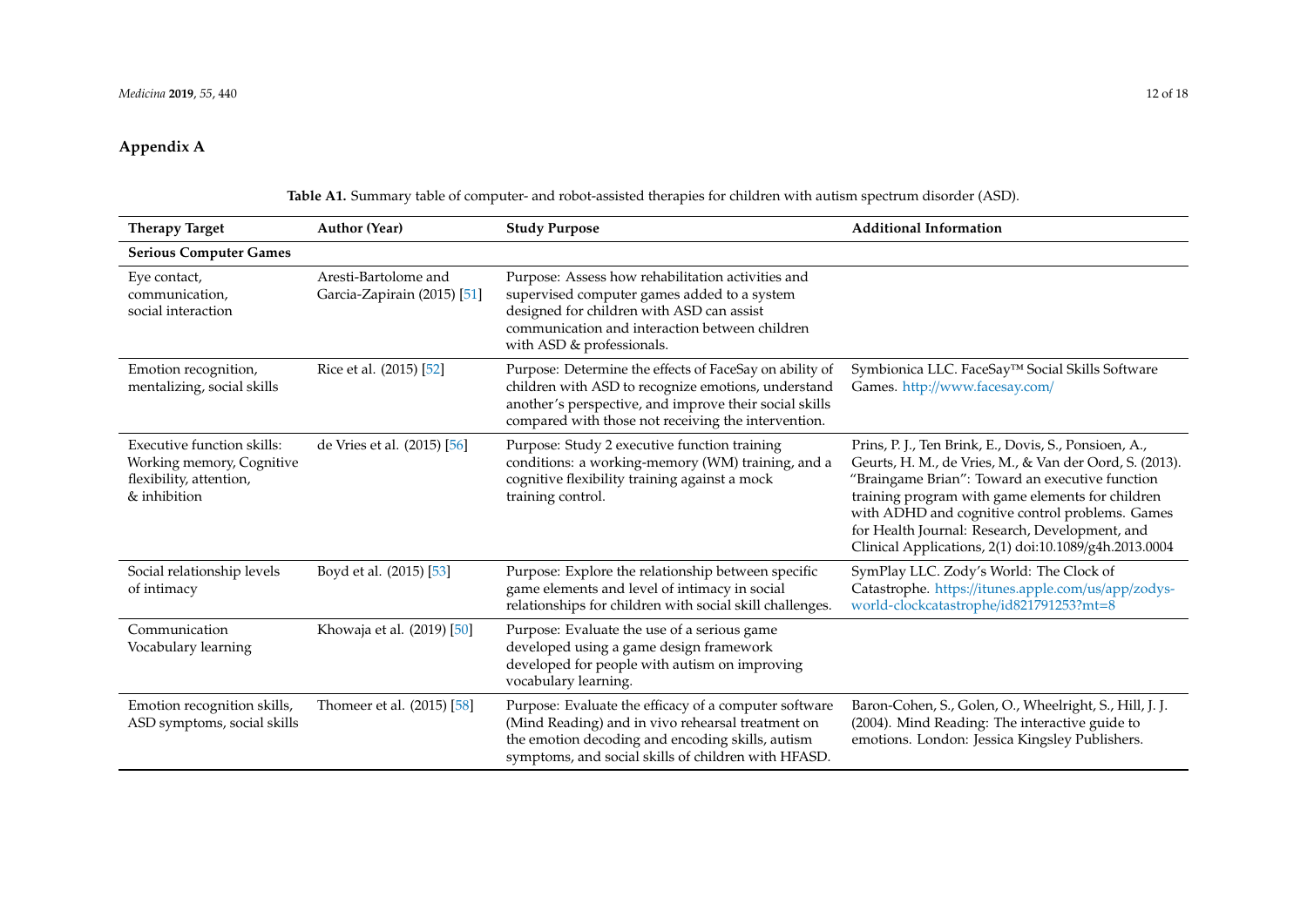## Appendix A

**Table A1.** Summary table of computer- and robot-assisted therapies for children with autism spectrum disorder (ASD).

| Therapy Target | Author (Year) | Study Purpose | Additional Information |
|---|---|---|---|
| **Serious Computer Games** | | | |
| Eye contact, communication, social interaction | Aresti-Bartolome and Garcia-Zapirain (2015) [51] | Purpose: Assess how rehabilitation activities and supervised computer games added to a system designed for children with ASD can assist communication and interaction between children with ASD & professionals. | |
| Emotion recognition, mentalizing, social skills | Rice et al. (2015) [52] | Purpose: Determine the effects of FaceSay on ability of children with ASD to recognize emotions, understand another's perspective, and improve their social skills compared with those not receiving the intervention. | Symbionica LLC. FaceSay™ Social Skills Software Games. http://www.facesay.com/ |
| Executive function skills: Working memory, Cognitive flexibility, attention, & inhibition | de Vries et al. (2015) [56] | Purpose: Study 2 executive function training conditions: a working-memory (WM) training, and a cognitive flexibility training against a mock training control. | Prins, P. J., Ten Brink, E., Dovis, S., Ponsioen, A., Geurts, H. M., de Vries, M., & Van der Oord, S. (2013). "Braingame Brian": Toward an executive function training program with game elements for children with ADHD and cognitive control problems. Games for Health Journal: Research, Development, and Clinical Applications, 2(1) doi:10.1089/g4h.2013.0004 |
| Social relationship levels of intimacy | Boyd et al. (2015) [53] | Purpose: Explore the relationship between specific game elements and level of intimacy in social relationships for children with social skill challenges. | SymPlay LLC. Zody's World: The Clock of Catastrophe. https://itunes.apple.com/us/app/zodys-world-clockcatastrophe/id821791253?mt=8 |
| Communication Vocabulary learning | Khowaja et al. (2019) [50] | Purpose: Evaluate the use of a serious game developed using a game design framework developed for people with autism on improving vocabulary learning. | |
| Emotion recognition skills, ASD symptoms, social skills | Thomeer et al. (2015) [58] | Purpose: Evaluate the efficacy of a computer software (Mind Reading) and in vivo rehearsal treatment on the emotion decoding and encoding skills, autism symptoms, and social skills of children with HFASD. | Baron-Cohen, S., Golen, O., Wheelright, S., Hill, J. J. (2004). Mind Reading: The interactive guide to emotions. London: Jessica Kingsley Publishers. |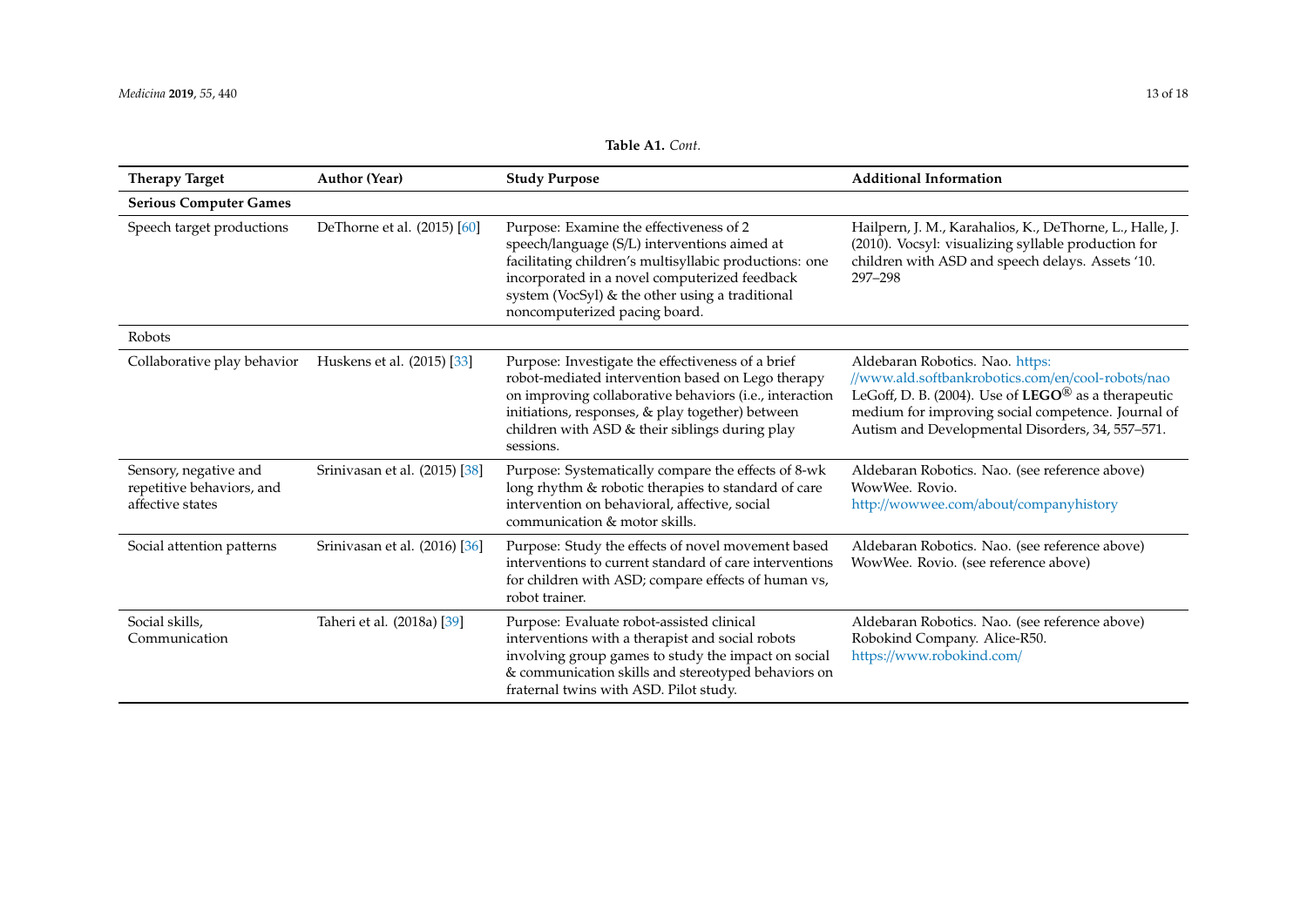**Table A1.** *Cont.*

| Therapy Target | Author (Year) | Study Purpose | Additional Information |
|---|---|---|---|
| **Serious Computer Games** | | | |
| Speech target productions | DeThorne et al. (2015) [60] | Purpose: Examine the effectiveness of 2 speech/language (S/L) interventions aimed at facilitating children's multisyllabic productions: one incorporated in a novel computerized feedback system (VocSyl) & the other using a traditional noncomputerized pacing board. | Hailpern, J. M., Karahalios, K., DeThorne, L., Halle, J. (2010). Vocsyl: visualizing syllable production for children with ASD and speech delays. Assets '10. 297–298 |
| Robots | | | |
| Collaborative play behavior | Huskens et al. (2015) [33] | Purpose: Investigate the effectiveness of a brief robot-mediated intervention based on Lego therapy on improving collaborative behaviors (i.e., interaction initiations, responses, & play together) between children with ASD & their siblings during play sessions. | Aldebaran Robotics. Nao. https://www.ald.softbankrobotics.com/en/cool-robots/nao LeGoff, D. B. (2004). Use of **LEGO**® as a therapeutic medium for improving social competence. Journal of Autism and Developmental Disorders, 34, 557–571. |
| Sensory, negative and repetitive behaviors, and affective states | Srinivasan et al. (2015) [38] | Purpose: Systematically compare the effects of 8-wk long rhythm & robotic therapies to standard of care intervention on behavioral, affective, social communication & motor skills. | Aldebaran Robotics. Nao. (see reference above) WowWee. Rovio. http://wowwee.com/about/companyhistory |
| Social attention patterns | Srinivasan et al. (2016) [36] | Purpose: Study the effects of novel movement based interventions to current standard of care interventions for children with ASD; compare effects of human vs, robot trainer. | Aldebaran Robotics. Nao. (see reference above) WowWee. Rovio. (see reference above) |
| Social skills, Communication | Taheri et al. (2018a) [39] | Purpose: Evaluate robot-assisted clinical interventions with a therapist and social robots involving group games to study the impact on social & communication skills and stereotyped behaviors on fraternal twins with ASD. Pilot study. | Aldebaran Robotics. Nao. (see reference above) Robokind Company. Alice-R50. https://www.robokind.com/ |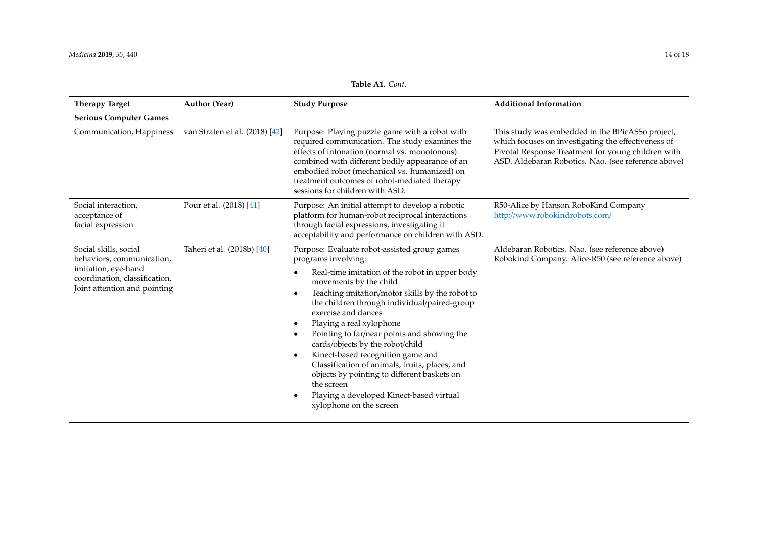**Table A1.** *Cont.*

| Therapy Target | Author (Year) | Study Purpose | Additional Information |
|---|---|---|---|
| **Serious Computer Games** | | | |
| Communication, Happiness | van Straten et al. (2018) [42] | Purpose: Playing puzzle game with a robot with required communication. The study examines the effects of intonation (normal vs. monotonous) combined with different bodily appearance of an embodied robot (mechanical vs. humanized) on treatment outcomes of robot-mediated therapy sessions for children with ASD. | This study was embedded in the BPicASSo project, which focuses on investigating the effectiveness of Pivotal Response Treatment for young children with ASD. Aldebaran Robotics. Nao. (see reference above) |
| Social interaction, acceptance of facial expression | Pour et al. (2018) [41] | Purpose: An initial attempt to develop a robotic platform for human-robot reciprocal interactions through facial expressions, investigating it acceptability and performance on children with ASD. | R50-Alice by Hanson RoboKind Company http://www.robokindrobots.com/ |
| Social skills, social behaviors, communication, imitation, eye-hand coordination, classification, Joint attention and pointing | Taheri et al. (2018b) [40] | Purpose: Evaluate robot-assisted group games programs involving: <br>• Real-time imitation of the robot in upper body movements by the child <br>• Teaching imitation/motor skills by the robot to the children through individual/paired-group exercise and dances <br>• Playing a real xylophone <br>• Pointing to far/near points and showing the cards/objects by the robot/child <br>• Kinect-based recognition game and Classification of animals, fruits, places, and objects by pointing to different baskets on the screen <br>• Playing a developed Kinect-based virtual xylophone on the screen | Aldebaran Robotics. Nao. (see reference above) Robokind Company. Alice-R50 (see reference above) |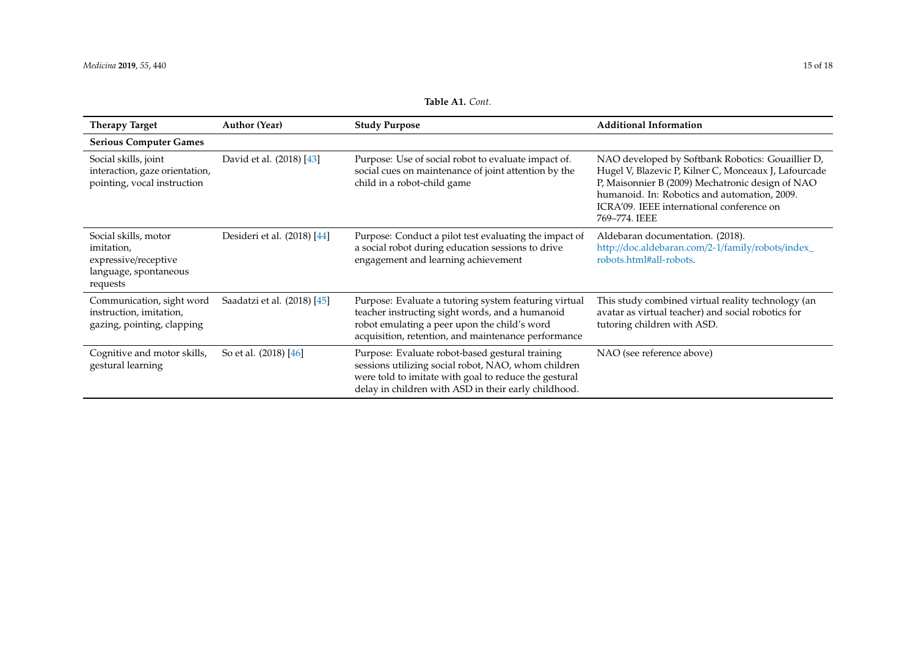**Table A1.** *Cont.*

| Therapy Target | Author (Year) | Study Purpose | Additional Information |
|---|---|---|---|
| **Serious Computer Games** | | | |
| Social skills, joint interaction, gaze orientation, pointing, vocal instruction | David et al. (2018) [43] | Purpose: Use of social robot to evaluate impact of. social cues on maintenance of joint attention by the child in a robot-child game | NAO developed by Softbank Robotics: Gouaillier D, Hugel V, Blazevic P, Kilner C, Monceaux J, Lafourcade P, Maisonnier B (2009) Mechatronic design of NAO humanoid. In: Robotics and automation, 2009. ICRA'09. IEEE international conference on 769–774. IEEE |
| Social skills, motor imitation, expressive/receptive language, spontaneous requests | Desideri et al. (2018) [44] | Purpose: Conduct a pilot test evaluating the impact of a social robot during education sessions to drive engagement and learning achievement | Aldebaran documentation. (2018). http://doc.aldebaran.com/2-1/family/robots/index_robots.html#all-robots. |
| Communication, sight word instruction, imitation, gazing, pointing, clapping | Saadatzi et al. (2018) [45] | Purpose: Evaluate a tutoring system featuring virtual teacher instructing sight words, and a humanoid robot emulating a peer upon the child's word acquisition, retention, and maintenance performance | This study combined virtual reality technology (an avatar as virtual teacher) and social robotics for tutoring children with ASD. |
| Cognitive and motor skills, gestural learning | So et al. (2018) [46] | Purpose: Evaluate robot-based gestural training sessions utilizing social robot, NAO, whom children were told to imitate with goal to reduce the gestural delay in children with ASD in their early childhood. | NAO (see reference above) |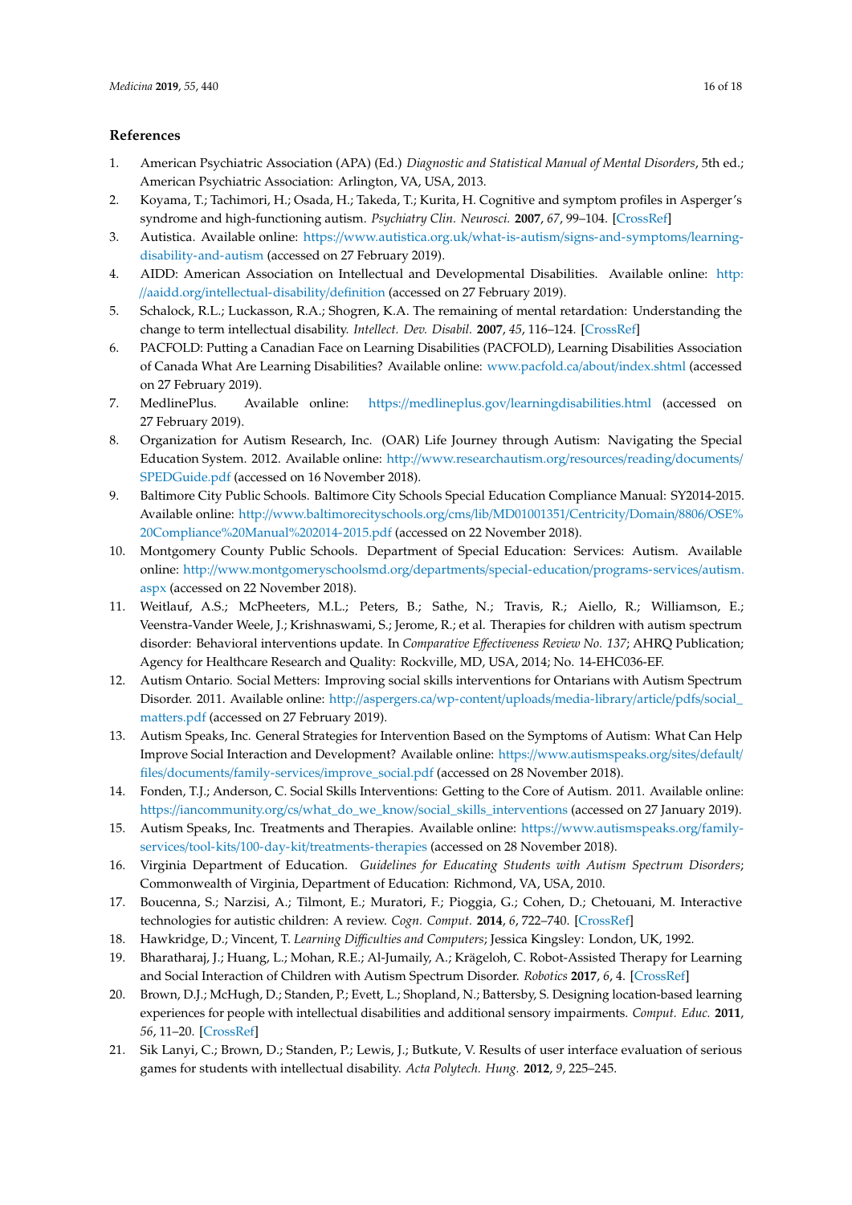## References

1. American Psychiatric Association (APA) (Ed.) *Diagnostic and Statistical Manual of Mental Disorders*, 5th ed.; American Psychiatric Association: Arlington, VA, USA, 2013.
2. Koyama, T.; Tachimori, H.; Osada, H.; Takeda, T.; Kurita, H. Cognitive and symptom profiles in Asperger's syndrome and high-functioning autism. *Psychiatry Clin. Neurosci.* **2007**, *67*, 99–104. [CrossRef]
3. Autistica. Available online: https://www.autistica.org.uk/what-is-autism/signs-and-symptoms/learning-disability-and-autism (accessed on 27 February 2019).
4. AIDD: American Association on Intellectual and Developmental Disabilities. Available online: http://aaidd.org/intellectual-disability/definition (accessed on 27 February 2019).
5. Schalock, R.L.; Luckasson, R.A.; Shogren, K.A. The remaining of mental retardation: Understanding the change to term intellectual disability. *Intellect. Dev. Disabil.* **2007**, *45*, 116–124. [CrossRef]
6. PACFOLD: Putting a Canadian Face on Learning Disabilities (PACFOLD), Learning Disabilities Association of Canada What Are Learning Disabilities? Available online: www.pacfold.ca/about/index.shtml (accessed on 27 February 2019).
7. MedlinePlus. Available online: https://medlineplus.gov/learningdisabilities.html (accessed on 27 February 2019).
8. Organization for Autism Research, Inc. (OAR) Life Journey through Autism: Navigating the Special Education System. 2012. Available online: http://www.researchautism.org/resources/reading/documents/SPEDGuide.pdf (accessed on 16 November 2018).
9. Baltimore City Public Schools. Baltimore City Schools Special Education Compliance Manual: SY2014-2015. Available online: http://www.baltimorecityschools.org/cms/lib/MD01001351/Centricity/Domain/8806/OSE%20Compliance%20Manual%202014-2015.pdf (accessed on 22 November 2018).
10. Montgomery County Public Schools. Department of Special Education: Services: Autism. Available online: http://www.montgomeryschoolsmd.org/departments/special-education/programs-services/autism.aspx (accessed on 22 November 2018).
11. Weitlauf, A.S.; McPheeters, M.L.; Peters, B.; Sathe, N.; Travis, R.; Aiello, R.; Williamson, E.; Veenstra-Vander Weele, J.; Krishnaswami, S.; Jerome, R.; et al. Therapies for children with autism spectrum disorder: Behavioral interventions update. In *Comparative Effectiveness Review No. 137*; AHRQ Publication; Agency for Healthcare Research and Quality: Rockville, MD, USA, 2014; No. 14-EHC036-EF.
12. Autism Ontario. Social Metters: Improving social skills interventions for Ontarians with Autism Spectrum Disorder. 2011. Available online: http://aspergers.ca/wp-content/uploads/media-library/article/pdfs/social_matters.pdf (accessed on 27 February 2019).
13. Autism Speaks, Inc. General Strategies for Intervention Based on the Symptoms of Autism: What Can Help Improve Social Interaction and Development? Available online: https://www.autismspeaks.org/sites/default/files/documents/family-services/improve_social.pdf (accessed on 28 November 2018).
14. Fonden, T.J.; Anderson, C. Social Skills Interventions: Getting to the Core of Autism. 2011. Available online: https://iancommunity.org/cs/what_do_we_know/social_skills_interventions (accessed on 27 January 2019).
15. Autism Speaks, Inc. Treatments and Therapies. Available online: https://www.autismspeaks.org/family-services/tool-kits/100-day-kit/treatments-therapies (accessed on 28 November 2018).
16. Virginia Department of Education. *Guidelines for Educating Students with Autism Spectrum Disorders*; Commonwealth of Virginia, Department of Education: Richmond, VA, USA, 2010.
17. Boucenna, S.; Narzisi, A.; Tilmont, E.; Muratori, F.; Pioggia, G.; Cohen, D.; Chetouani, M. Interactive technologies for autistic children: A review. *Cogn. Comput.* **2014**, *6*, 722–740. [CrossRef]
18. Hawkridge, D.; Vincent, T. *Learning Difficulties and Computers*; Jessica Kingsley: London, UK, 1992.
19. Bharatharaj, J.; Huang, L.; Mohan, R.E.; Al-Jumaily, A.; Krägeloh, C. Robot-Assisted Therapy for Learning and Social Interaction of Children with Autism Spectrum Disorder. *Robotics* **2017**, *6*, 4. [CrossRef]
20. Brown, D.J.; McHugh, D.; Standen, P.; Evett, L.; Shopland, N.; Battersby, S. Designing location-based learning experiences for people with intellectual disabilities and additional sensory impairments. *Comput. Educ.* **2011**, *56*, 11–20. [CrossRef]
21. Sik Lanyi, C.; Brown, D.; Standen, P.; Lewis, J.; Butkute, V. Results of user interface evaluation of serious games for students with intellectual disability. *Acta Polytech. Hung.* **2012**, *9*, 225–245.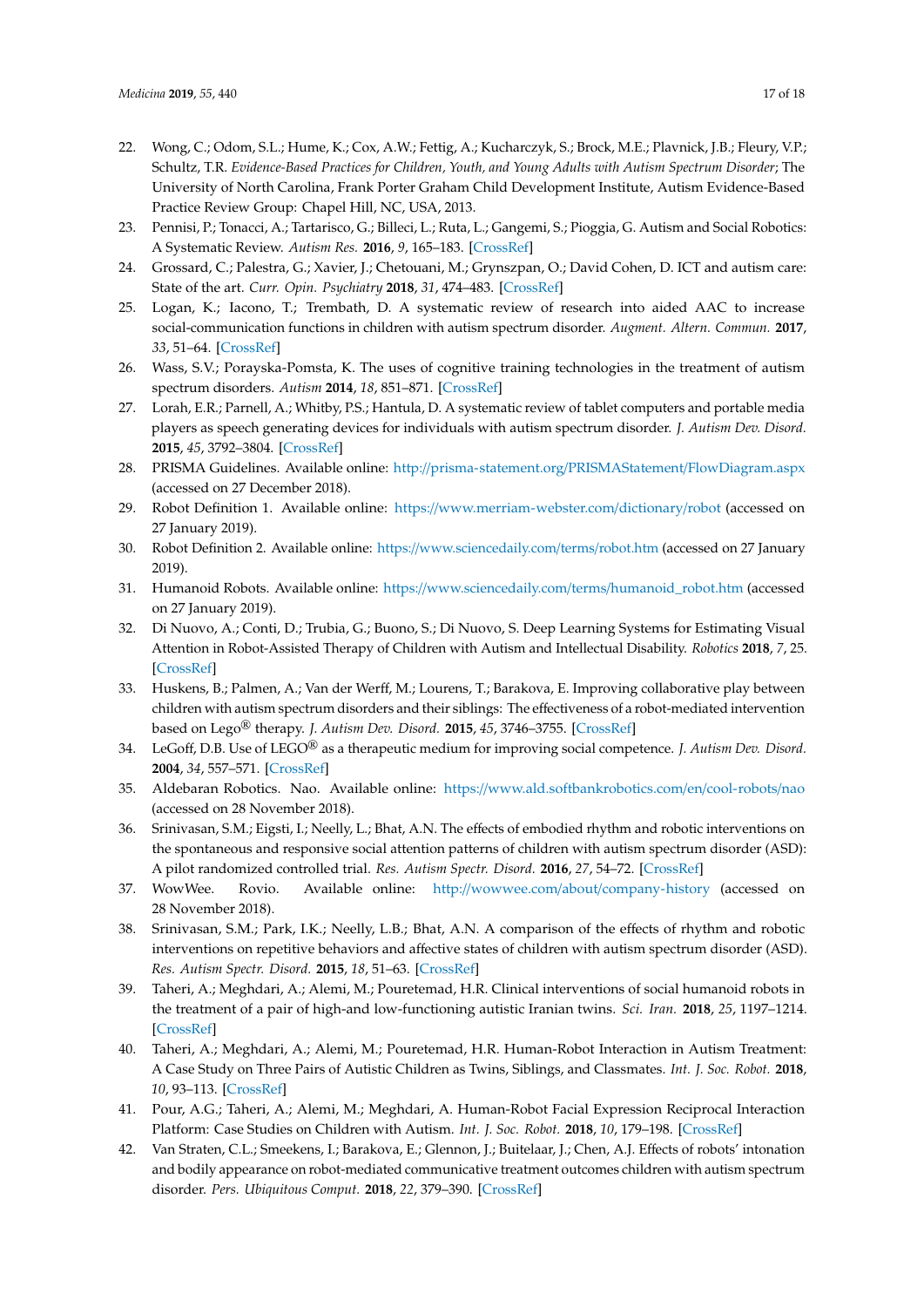22. Wong, C.; Odom, S.L.; Hume, K.; Cox, A.W.; Fettig, A.; Kucharczyk, S.; Brock, M.E.; Plavnick, J.B.; Fleury, V.P.; Schultz, T.R. *Evidence-Based Practices for Children, Youth, and Young Adults with Autism Spectrum Disorder*; The University of North Carolina, Frank Porter Graham Child Development Institute, Autism Evidence-Based Practice Review Group: Chapel Hill, NC, USA, 2013.
23. Pennisi, P.; Tonacci, A.; Tartarisco, G.; Billeci, L.; Ruta, L.; Gangemi, S.; Pioggia, G. Autism and Social Robotics: A Systematic Review. *Autism Res.* **2016**, *9*, 165–183. [CrossRef]
24. Grossard, C.; Palestra, G.; Xavier, J.; Chetouani, M.; Grynszpan, O.; David Cohen, D. ICT and autism care: State of the art. *Curr. Opin. Psychiatry* **2018**, *31*, 474–483. [CrossRef]
25. Logan, K.; Iacono, T.; Trembath, D. A systematic review of research into aided AAC to increase social-communication functions in children with autism spectrum disorder. *Augment. Altern. Commun.* **2017**, *33*, 51–64. [CrossRef]
26. Wass, S.V.; Porayska-Pomsta, K. The uses of cognitive training technologies in the treatment of autism spectrum disorders. *Autism* **2014**, *18*, 851–871. [CrossRef]
27. Lorah, E.R.; Parnell, A.; Whitby, P.S.; Hantula, D. A systematic review of tablet computers and portable media players as speech generating devices for individuals with autism spectrum disorder. *J. Autism Dev. Disord.* **2015**, *45*, 3792–3804. [CrossRef]
28. PRISMA Guidelines. Available online: http://prisma-statement.org/PRISMAStatement/FlowDiagram.aspx (accessed on 27 December 2018).
29. Robot Definition 1. Available online: https://www.merriam-webster.com/dictionary/robot (accessed on 27 January 2019).
30. Robot Definition 2. Available online: https://www.sciencedaily.com/terms/robot.htm (accessed on 27 January 2019).
31. Humanoid Robots. Available online: https://www.sciencedaily.com/terms/humanoid_robot.htm (accessed on 27 January 2019).
32. Di Nuovo, A.; Conti, D.; Trubia, G.; Buono, S.; Di Nuovo, S. Deep Learning Systems for Estimating Visual Attention in Robot-Assisted Therapy of Children with Autism and Intellectual Disability. *Robotics* **2018**, *7*, 25. [CrossRef]
33. Huskens, B.; Palmen, A.; Van der Werff, M.; Lourens, T.; Barakova, E. Improving collaborative play between children with autism spectrum disorders and their siblings: The effectiveness of a robot-mediated intervention based on Lego® therapy. *J. Autism Dev. Disord.* **2015**, *45*, 3746–3755. [CrossRef]
34. LeGoff, D.B. Use of LEGO® as a therapeutic medium for improving social competence. *J. Autism Dev. Disord.* **2004**, *34*, 557–571. [CrossRef]
35. Aldebaran Robotics. Nao. Available online: https://www.ald.softbankrobotics.com/en/cool-robots/nao (accessed on 28 November 2018).
36. Srinivasan, S.M.; Eigsti, I.; Neelly, L.; Bhat, A.N. The effects of embodied rhythm and robotic interventions on the spontaneous and responsive social attention patterns of children with autism spectrum disorder (ASD): A pilot randomized controlled trial. *Res. Autism Spectr. Disord.* **2016**, *27*, 54–72. [CrossRef]
37. WowWee. Rovio. Available online: http://wowwee.com/about/company-history (accessed on 28 November 2018).
38. Srinivasan, S.M.; Park, I.K.; Neelly, L.B.; Bhat, A.N. A comparison of the effects of rhythm and robotic interventions on repetitive behaviors and affective states of children with autism spectrum disorder (ASD). *Res. Autism Spectr. Disord.* **2015**, *18*, 51–63. [CrossRef]
39. Taheri, A.; Meghdari, A.; Alemi, M.; Pouretemad, H.R. Clinical interventions of social humanoid robots in the treatment of a pair of high-and low-functioning autistic Iranian twins. *Sci. Iran.* **2018**, *25*, 1197–1214. [CrossRef]
40. Taheri, A.; Meghdari, A.; Alemi, M.; Pouretemad, H.R. Human-Robot Interaction in Autism Treatment: A Case Study on Three Pairs of Autistic Children as Twins, Siblings, and Classmates. *Int. J. Soc. Robot.* **2018**, *10*, 93–113. [CrossRef]
41. Pour, A.G.; Taheri, A.; Alemi, M.; Meghdari, A. Human-Robot Facial Expression Reciprocal Interaction Platform: Case Studies on Children with Autism. *Int. J. Soc. Robot.* **2018**, *10*, 179–198. [CrossRef]
42. Van Straten, C.L.; Smeekens, I.; Barakova, E.; Glennon, J.; Buitelaar, J.; Chen, A.J. Effects of robots' intonation and bodily appearance on robot-mediated communicative treatment outcomes children with autism spectrum disorder. *Pers. Ubiquitous Comput.* **2018**, *22*, 379–390. [CrossRef]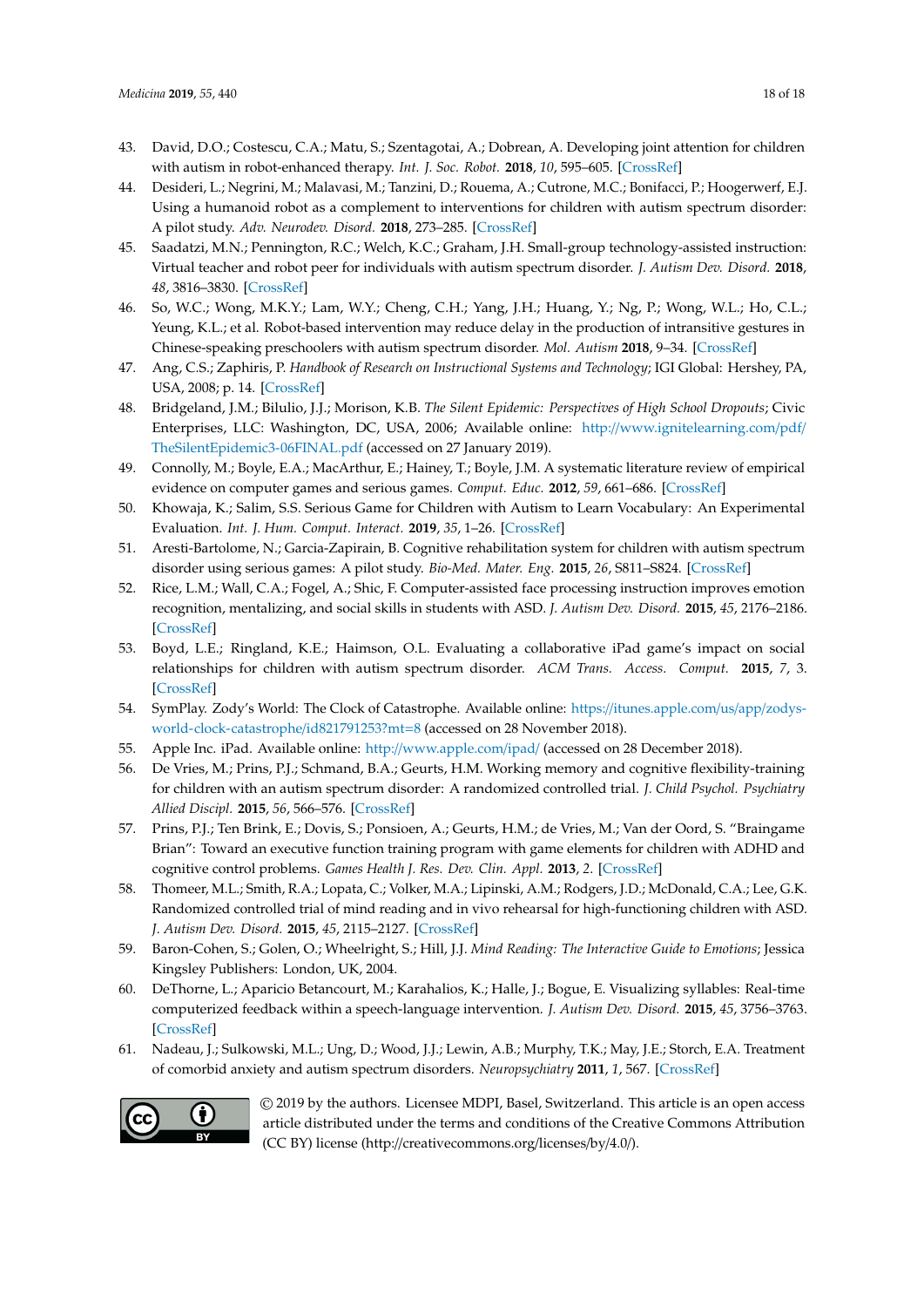43. David, D.O.; Costescu, C.A.; Matu, S.; Szentagotai, A.; Dobrean, A. Developing joint attention for children with autism in robot-enhanced therapy. *Int. J. Soc. Robot.* **2018**, *10*, 595–605. [CrossRef]
44. Desideri, L.; Negrini, M.; Malavasi, M.; Tanzini, D.; Rouema, A.; Cutrone, M.C.; Bonifacci, P.; Hoogerwerf, E.J. Using a humanoid robot as a complement to interventions for children with autism spectrum disorder: A pilot study. *Adv. Neurodev. Disord.* **2018**, 273–285. [CrossRef]
45. Saadatzi, M.N.; Pennington, R.C.; Welch, K.C.; Graham, J.H. Small-group technology-assisted instruction: Virtual teacher and robot peer for individuals with autism spectrum disorder. *J. Autism Dev. Disord.* **2018**, *48*, 3816–3830. [CrossRef]
46. So, W.C.; Wong, M.K.Y.; Lam, W.Y.; Cheng, C.H.; Yang, J.H.; Huang, Y.; Ng, P.; Wong, W.L.; Ho, C.L.; Yeung, K.L.; et al. Robot-based intervention may reduce delay in the production of intransitive gestures in Chinese-speaking preschoolers with autism spectrum disorder. *Mol. Autism* **2018**, 9–34. [CrossRef]
47. Ang, C.S.; Zaphiris, P. *Handbook of Research on Instructional Systems and Technology*; IGI Global: Hershey, PA, USA, 2008; p. 14. [CrossRef]
48. Bridgeland, J.M.; Bilulio, J.J.; Morison, K.B. *The Silent Epidemic: Perspectives of High School Dropouts*; Civic Enterprises, LLC: Washington, DC, USA, 2006; Available online: http://www.ignitelearning.com/pdf/TheSilentEpidemic3-06FINAL.pdf (accessed on 27 January 2019).
49. Connolly, M.; Boyle, E.A.; MacArthur, E.; Hainey, T.; Boyle, J.M. A systematic literature review of empirical evidence on computer games and serious games. *Comput. Educ.* **2012**, *59*, 661–686. [CrossRef]
50. Khowaja, K.; Salim, S.S. Serious Game for Children with Autism to Learn Vocabulary: An Experimental Evaluation. *Int. J. Hum. Comput. Interact.* **2019**, *35*, 1–26. [CrossRef]
51. Aresti-Bartolome, N.; Garcia-Zapirain, B. Cognitive rehabilitation system for children with autism spectrum disorder using serious games: A pilot study. *Bio-Med. Mater. Eng.* **2015**, *26*, S811–S824. [CrossRef]
52. Rice, L.M.; Wall, C.A.; Fogel, A.; Shic, F. Computer-assisted face processing instruction improves emotion recognition, mentalizing, and social skills in students with ASD. *J. Autism Dev. Disord.* **2015**, *45*, 2176–2186. [CrossRef]
53. Boyd, L.E.; Ringland, K.E.; Haimson, O.L. Evaluating a collaborative iPad game's impact on social relationships for children with autism spectrum disorder. *ACM Trans. Access. Comput.* **2015**, *7*, 3. [CrossRef]
54. SymPlay. Zody's World: The Clock of Catastrophe. Available online: https://itunes.apple.com/us/app/zodys-world-clock-catastrophe/id821791253?mt=8 (accessed on 28 November 2018).
55. Apple Inc. iPad. Available online: http://www.apple.com/ipad/ (accessed on 28 December 2018).
56. De Vries, M.; Prins, P.J.; Schmand, B.A.; Geurts, H.M. Working memory and cognitive flexibility-training for children with an autism spectrum disorder: A randomized controlled trial. *J. Child Psychol. Psychiatry Allied Discipl.* **2015**, *56*, 566–576. [CrossRef]
57. Prins, P.J.; Ten Brink, E.; Dovis, S.; Ponsioen, A.; Geurts, H.M.; de Vries, M.; Van der Oord, S. "Braingame Brian": Toward an executive function training program with game elements for children with ADHD and cognitive control problems. *Games Health J. Res. Dev. Clin. Appl.* **2013**, *2*. [CrossRef]
58. Thomeer, M.L.; Smith, R.A.; Lopata, C.; Volker, M.A.; Lipinski, A.M.; Rodgers, J.D.; McDonald, C.A.; Lee, G.K. Randomized controlled trial of mind reading and in vivo rehearsal for high-functioning children with ASD. *J. Autism Dev. Disord.* **2015**, *45*, 2115–2127. [CrossRef]
59. Baron-Cohen, S.; Golen, O.; Wheelright, S.; Hill, J.J. *Mind Reading: The Interactive Guide to Emotions*; Jessica Kingsley Publishers: London, UK, 2004.
60. DeThorne, L.; Aparicio Betancourt, M.; Karahalios, K.; Halle, J.; Bogue, E. Visualizing syllables: Real-time computerized feedback within a speech-language intervention. *J. Autism Dev. Disord.* **2015**, *45*, 3756–3763. [CrossRef]
61. Nadeau, J.; Sulkowski, M.L.; Ung, D.; Wood, J.J.; Lewin, A.B.; Murphy, T.K.; May, J.E.; Storch, E.A. Treatment of comorbid anxiety and autism spectrum disorders. *Neuropsychiatry* **2011**, *1*, 567. [CrossRef]

© 2019 by the authors. Licensee MDPI, Basel, Switzerland. This article is an open access article distributed under the terms and conditions of the Creative Commons Attribution (CC BY) license (http://creativecommons.org/licenses/by/4.0/).